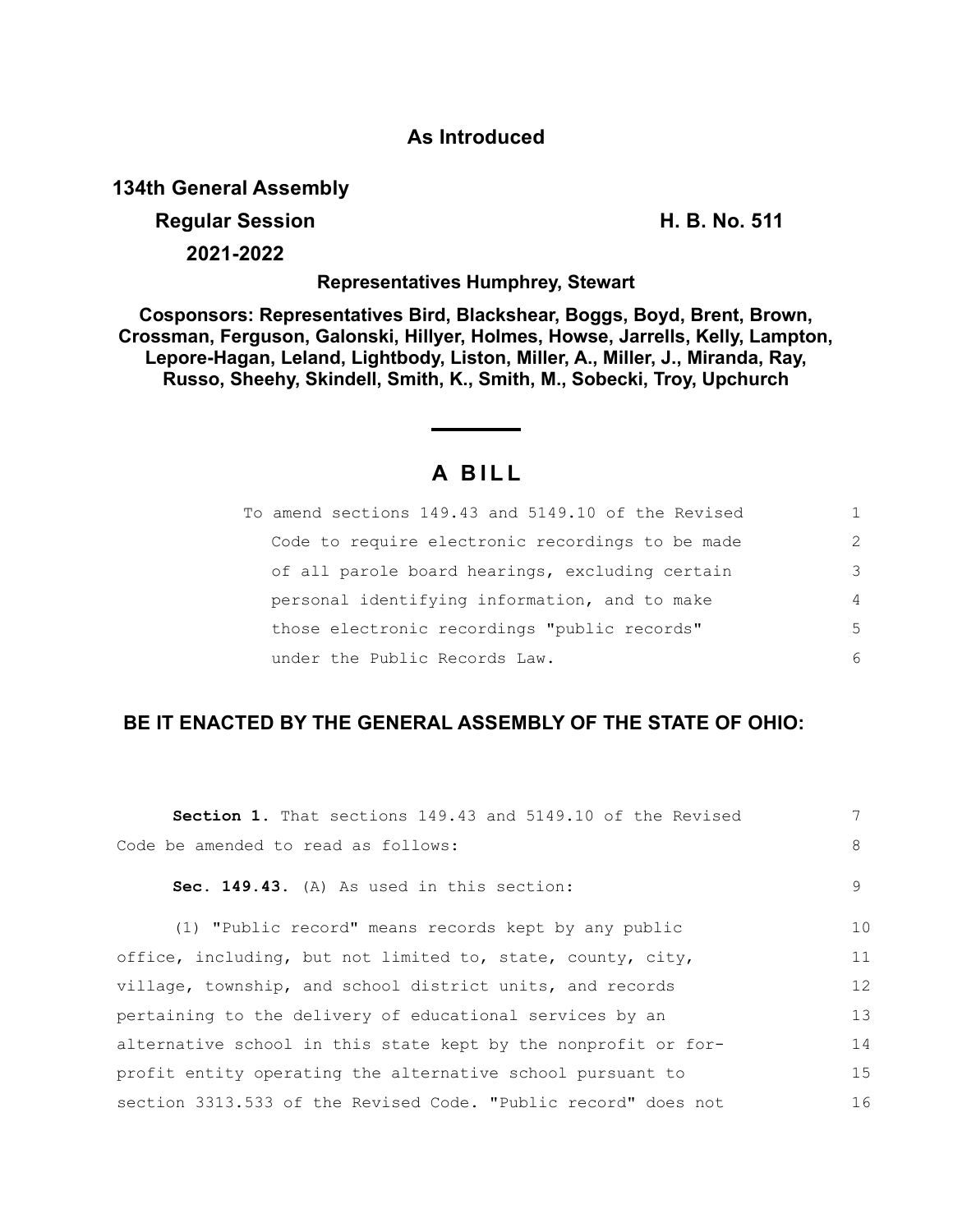**As Introduced**

**134th General Assembly**

**Regular Session** **H. B. No. 511**

**2021-2022**

**Representatives Humphrey, Stewart**

**Cosponsors: Representatives Bird, Blackshear, Boggs, Boyd, Brent, Brown, Crossman, Ferguson, Galonski, Hillyer, Holmes, Howse, Jarrells, Kelly, Lampton, Lepore-Hagan, Leland, Lightbody, Liston, Miller, A., Miller, J., Miranda, Ray, Russo, Sheehy, Skindell, Smith, K., Smith, M., Sobecki, Troy, Upchurch**

# A BILL

To amend sections 149.43 and 5149.10 of the Revised Code to require electronic recordings to be made of all parole board hearings, excluding certain personal identifying information, and to make those electronic recordings "public records" under the Public Records Law.

**BE IT ENACTED BY THE GENERAL ASSEMBLY OF THE STATE OF OHIO:**

**Section 1.** That sections 149.43 and 5149.10 of the Revised Code be amended to read as follows:

**Sec. 149.43.** (A) As used in this section:

(1) "Public record" means records kept by any public office, including, but not limited to, state, county, city, village, township, and school district units, and records pertaining to the delivery of educational services by an alternative school in this state kept by the nonprofit or for-profit entity operating the alternative school pursuant to section 3313.533 of the Revised Code. "Public record" does not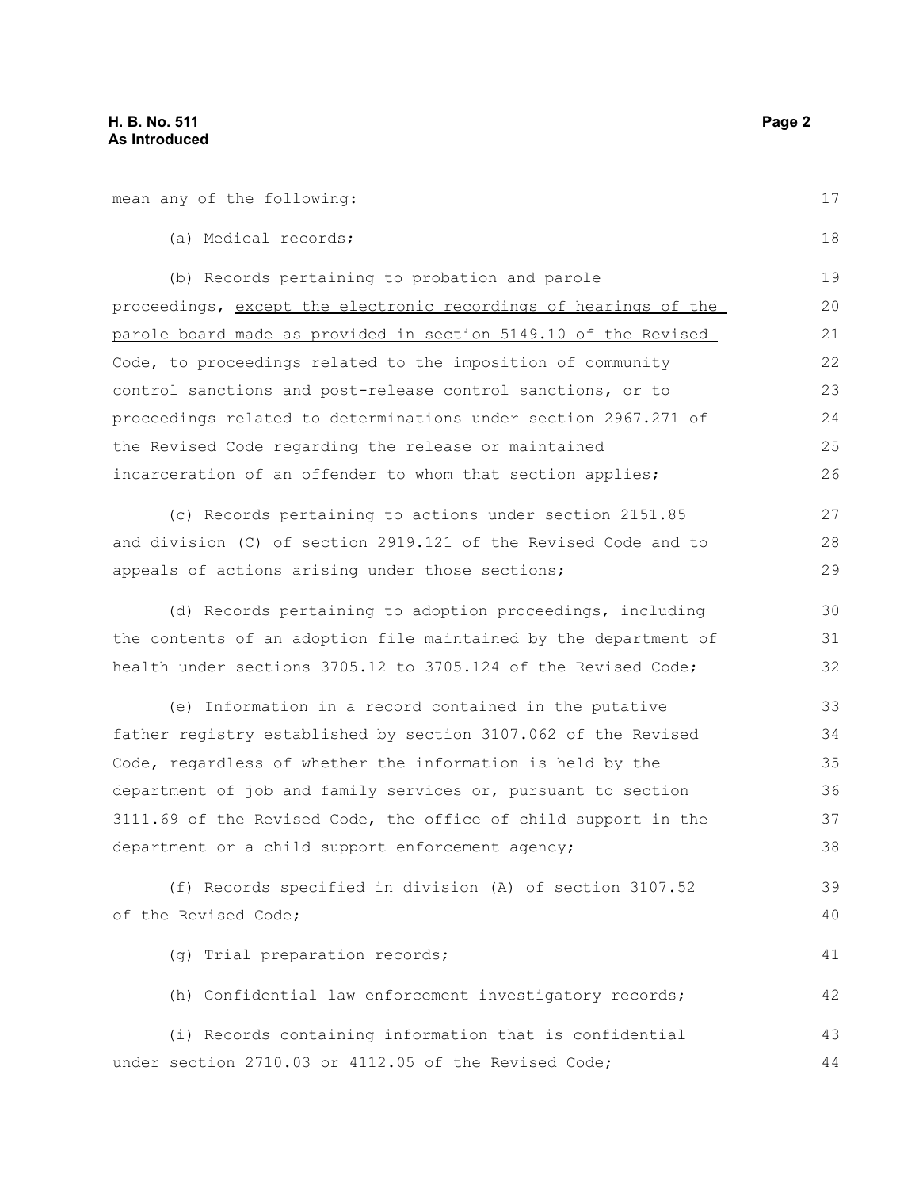mean any of the following:

(a) Medical records;

(b) Records pertaining to probation and parole proceedings, <u>except the electronic recordings of hearings of the parole board made as provided in section 5149.10 of the Revised Code,</u> to proceedings related to the imposition of community control sanctions and post-release control sanctions, or to proceedings related to determinations under section 2967.271 of the Revised Code regarding the release or maintained incarceration of an offender to whom that section applies;

(c) Records pertaining to actions under section 2151.85 and division (C) of section 2919.121 of the Revised Code and to appeals of actions arising under those sections;

(d) Records pertaining to adoption proceedings, including the contents of an adoption file maintained by the department of health under sections 3705.12 to 3705.124 of the Revised Code;

(e) Information in a record contained in the putative father registry established by section 3107.062 of the Revised Code, regardless of whether the information is held by the department of job and family services or, pursuant to section 3111.69 of the Revised Code, the office of child support in the department or a child support enforcement agency;

(f) Records specified in division (A) of section 3107.52 of the Revised Code;

(g) Trial preparation records;

(h) Confidential law enforcement investigatory records;

(i) Records containing information that is confidential under section 2710.03 or 4112.05 of the Revised Code;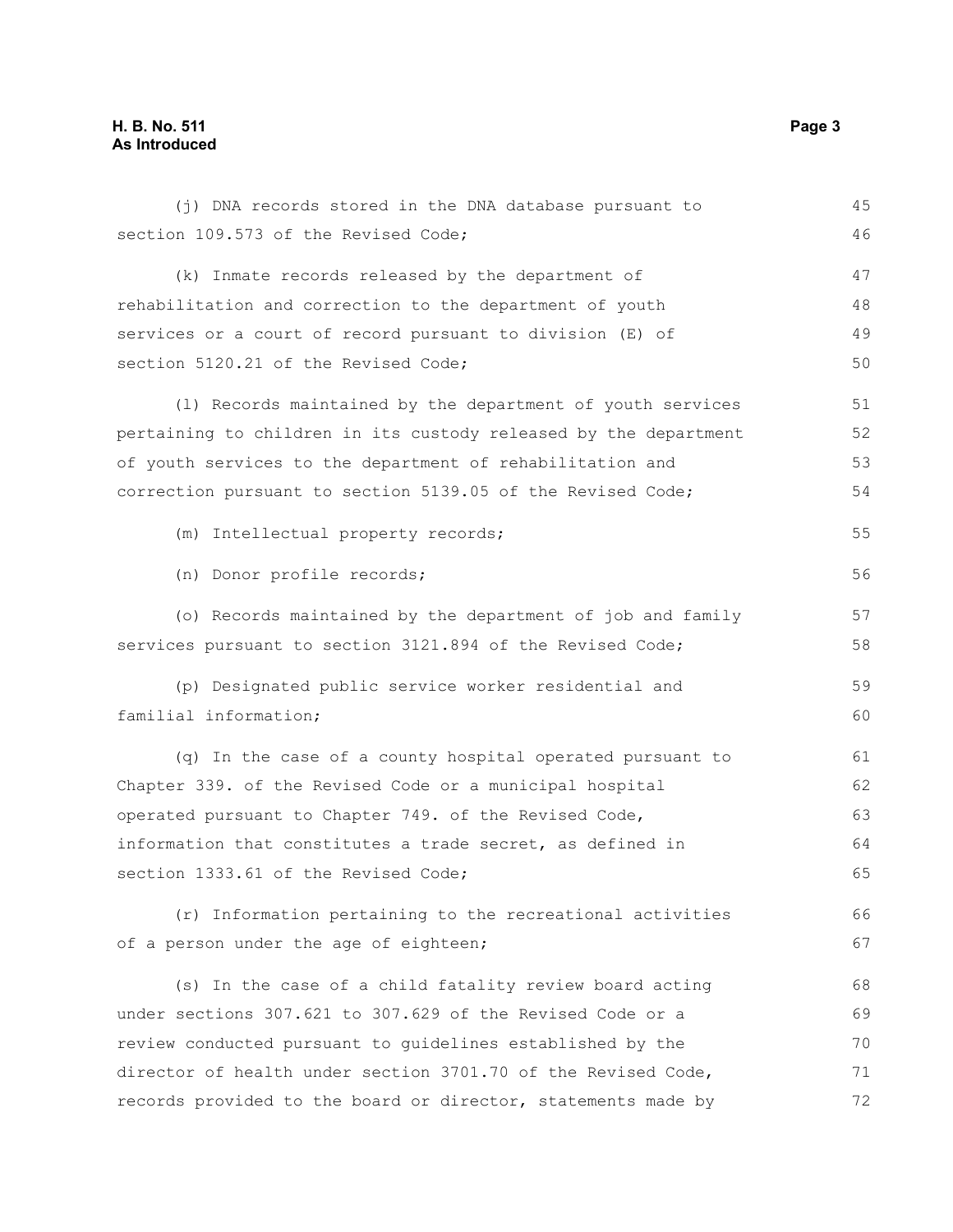(j) DNA records stored in the DNA database pursuant to section 109.573 of the Revised Code;

(k) Inmate records released by the department of rehabilitation and correction to the department of youth services or a court of record pursuant to division (E) of section 5120.21 of the Revised Code;

(l) Records maintained by the department of youth services pertaining to children in its custody released by the department of youth services to the department of rehabilitation and correction pursuant to section 5139.05 of the Revised Code;

(m) Intellectual property records;

(n) Donor profile records;

(o) Records maintained by the department of job and family services pursuant to section 3121.894 of the Revised Code;

(p) Designated public service worker residential and familial information;

(q) In the case of a county hospital operated pursuant to Chapter 339. of the Revised Code or a municipal hospital operated pursuant to Chapter 749. of the Revised Code, information that constitutes a trade secret, as defined in section 1333.61 of the Revised Code;

(r) Information pertaining to the recreational activities of a person under the age of eighteen;

(s) In the case of a child fatality review board acting under sections 307.621 to 307.629 of the Revised Code or a review conducted pursuant to guidelines established by the director of health under section 3701.70 of the Revised Code, records provided to the board or director, statements made by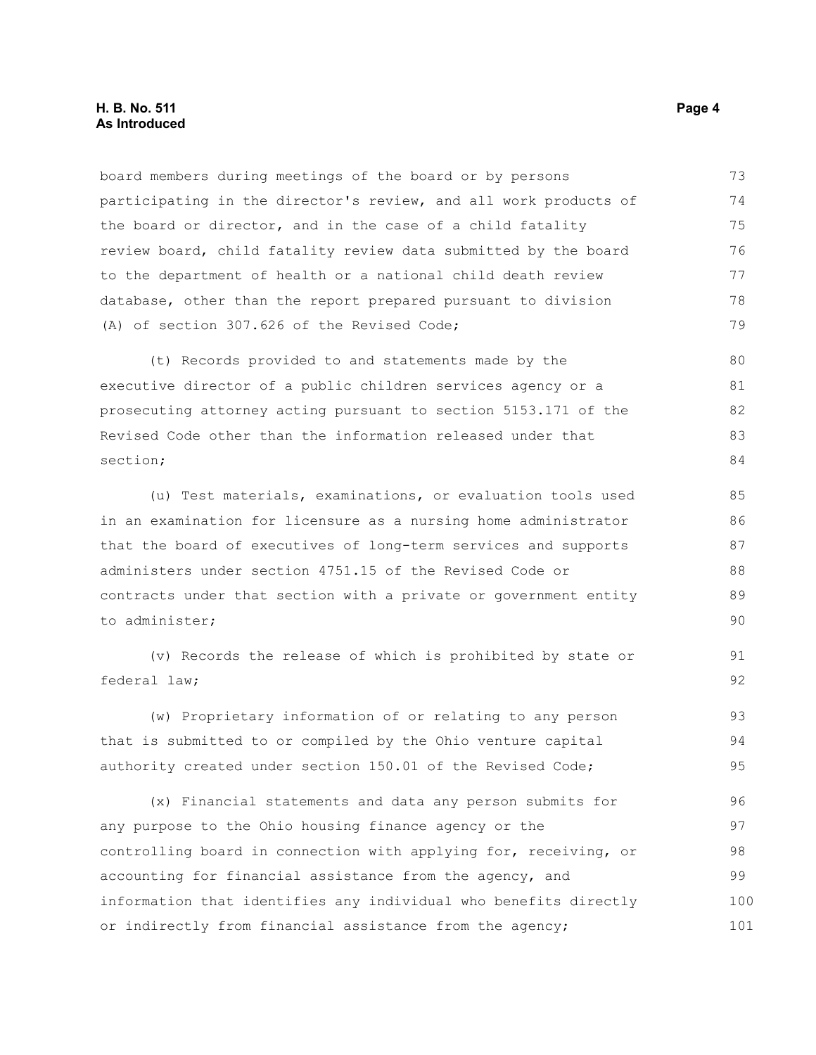board members during meetings of the board or by persons participating in the director's review, and all work products of the board or director, and in the case of a child fatality review board, child fatality review data submitted by the board to the department of health or a national child death review database, other than the report prepared pursuant to division (A) of section 307.626 of the Revised Code;

(t) Records provided to and statements made by the executive director of a public children services agency or a prosecuting attorney acting pursuant to section 5153.171 of the Revised Code other than the information released under that section;

(u) Test materials, examinations, or evaluation tools used in an examination for licensure as a nursing home administrator that the board of executives of long-term services and supports administers under section 4751.15 of the Revised Code or contracts under that section with a private or government entity to administer;

(v) Records the release of which is prohibited by state or federal law;

(w) Proprietary information of or relating to any person that is submitted to or compiled by the Ohio venture capital authority created under section 150.01 of the Revised Code;

(x) Financial statements and data any person submits for any purpose to the Ohio housing finance agency or the controlling board in connection with applying for, receiving, or accounting for financial assistance from the agency, and information that identifies any individual who benefits directly or indirectly from financial assistance from the agency;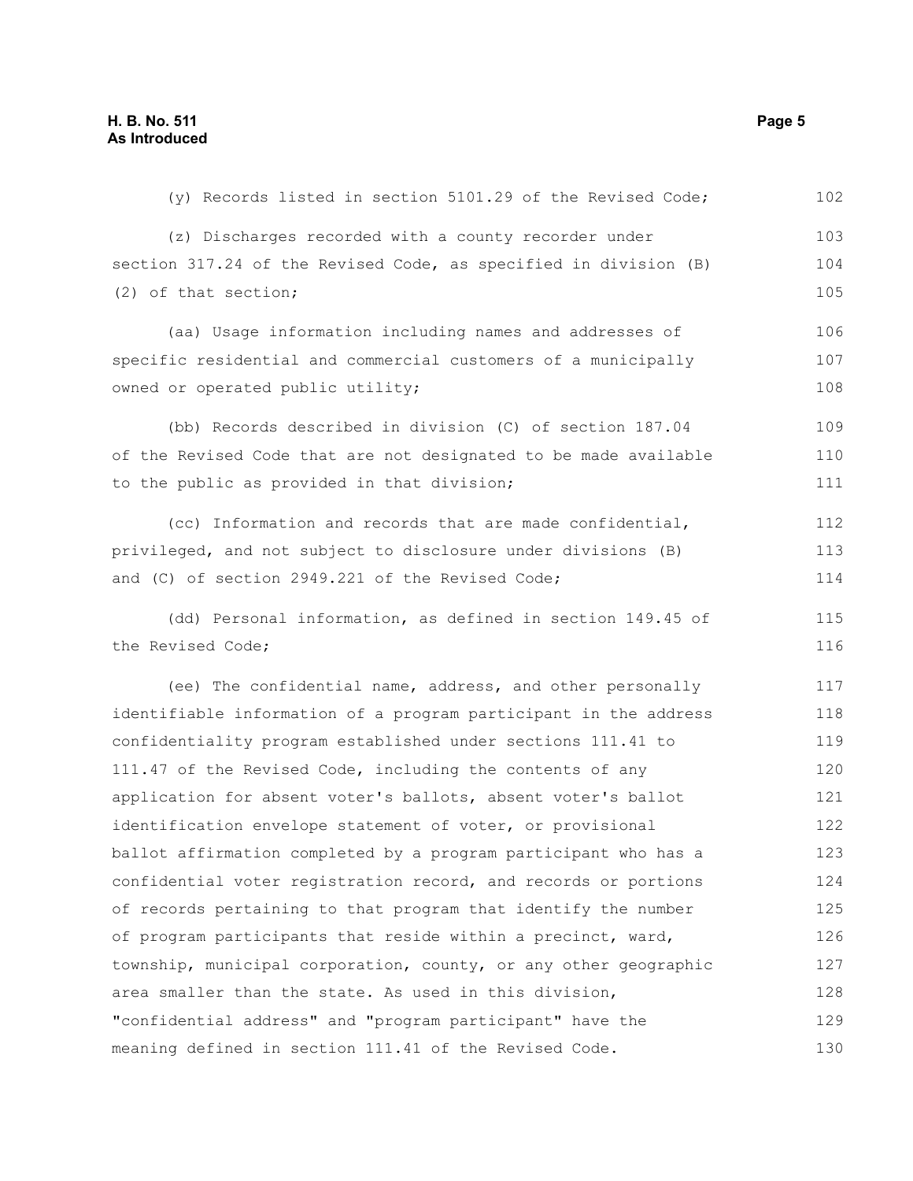(y) Records listed in section 5101.29 of the Revised Code;

(z) Discharges recorded with a county recorder under section 317.24 of the Revised Code, as specified in division (B)(2) of that section;

(aa) Usage information including names and addresses of specific residential and commercial customers of a municipally owned or operated public utility;

(bb) Records described in division (C) of section 187.04 of the Revised Code that are not designated to be made available to the public as provided in that division;

(cc) Information and records that are made confidential, privileged, and not subject to disclosure under divisions (B) and (C) of section 2949.221 of the Revised Code;

(dd) Personal information, as defined in section 149.45 of the Revised Code;

(ee) The confidential name, address, and other personally identifiable information of a program participant in the address confidentiality program established under sections 111.41 to 111.47 of the Revised Code, including the contents of any application for absent voter's ballots, absent voter's ballot identification envelope statement of voter, or provisional ballot affirmation completed by a program participant who has a confidential voter registration record, and records or portions of records pertaining to that program that identify the number of program participants that reside within a precinct, ward, township, municipal corporation, county, or any other geographic area smaller than the state. As used in this division, "confidential address" and "program participant" have the meaning defined in section 111.41 of the Revised Code.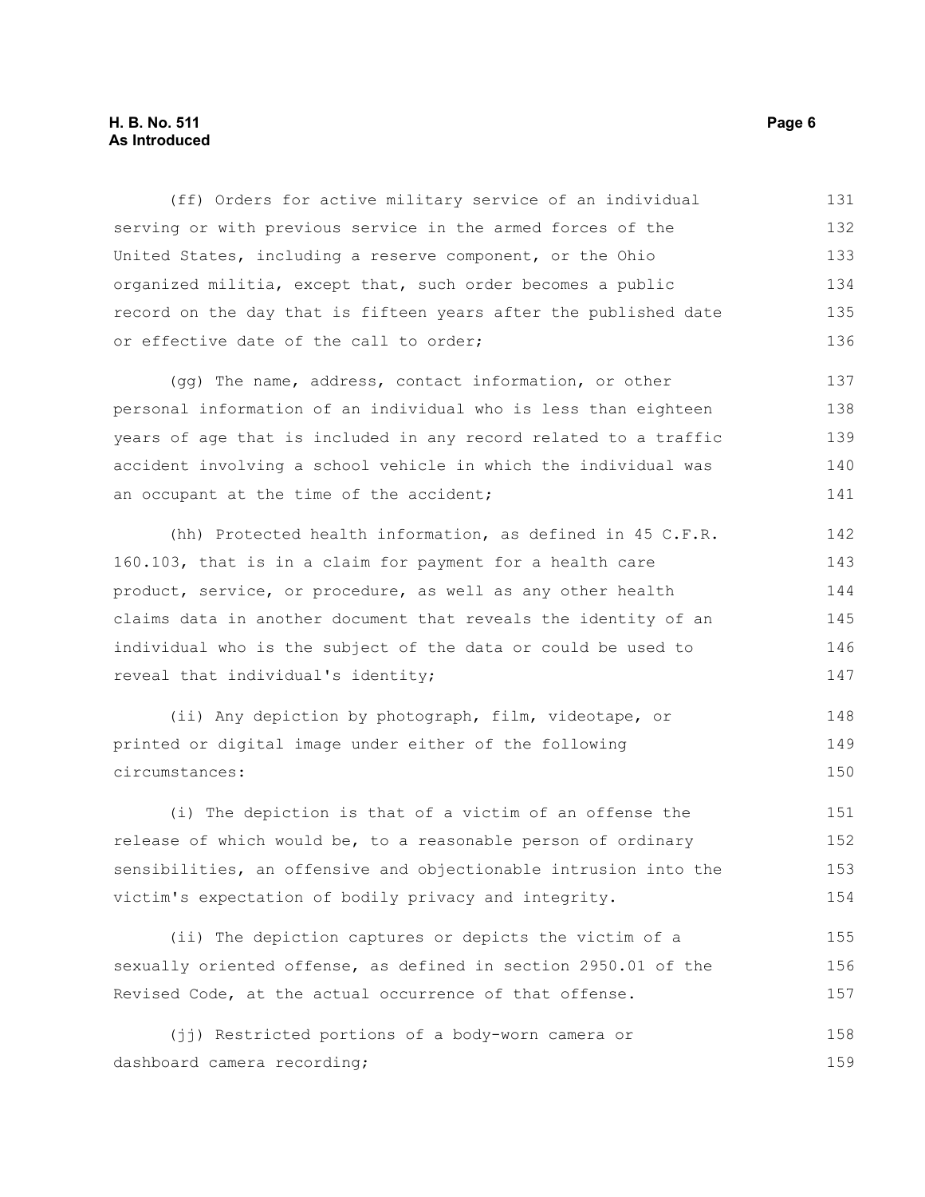(ff) Orders for active military service of an individual serving or with previous service in the armed forces of the United States, including a reserve component, or the Ohio organized militia, except that, such order becomes a public record on the day that is fifteen years after the published date or effective date of the call to order;

(gg) The name, address, contact information, or other personal information of an individual who is less than eighteen years of age that is included in any record related to a traffic accident involving a school vehicle in which the individual was an occupant at the time of the accident;

(hh) Protected health information, as defined in 45 C.F.R. 160.103, that is in a claim for payment for a health care product, service, or procedure, as well as any other health claims data in another document that reveals the identity of an individual who is the subject of the data or could be used to reveal that individual's identity;

(ii) Any depiction by photograph, film, videotape, or printed or digital image under either of the following circumstances:

(i) The depiction is that of a victim of an offense the release of which would be, to a reasonable person of ordinary sensibilities, an offensive and objectionable intrusion into the victim's expectation of bodily privacy and integrity.

(ii) The depiction captures or depicts the victim of a sexually oriented offense, as defined in section 2950.01 of the Revised Code, at the actual occurrence of that offense.

(jj) Restricted portions of a body-worn camera or dashboard camera recording;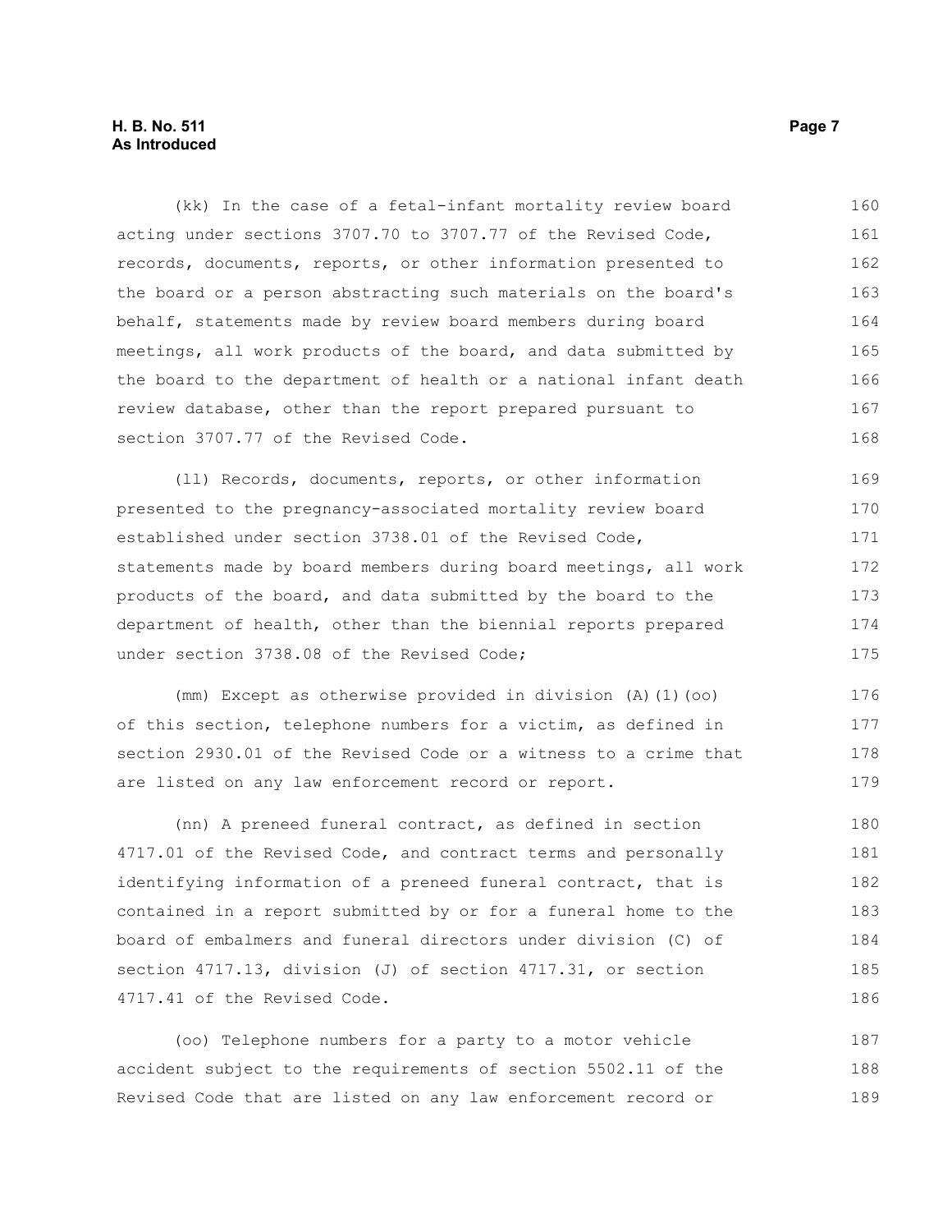(kk) In the case of a fetal-infant mortality review board acting under sections 3707.70 to 3707.77 of the Revised Code, records, documents, reports, or other information presented to the board or a person abstracting such materials on the board's behalf, statements made by review board members during board meetings, all work products of the board, and data submitted by the board to the department of health or a national infant death review database, other than the report prepared pursuant to section 3707.77 of the Revised Code.

(ll) Records, documents, reports, or other information presented to the pregnancy-associated mortality review board established under section 3738.01 of the Revised Code, statements made by board members during board meetings, all work products of the board, and data submitted by the board to the department of health, other than the biennial reports prepared under section 3738.08 of the Revised Code;

(mm) Except as otherwise provided in division (A)(1)(oo) of this section, telephone numbers for a victim, as defined in section 2930.01 of the Revised Code or a witness to a crime that are listed on any law enforcement record or report.

(nn) A preneed funeral contract, as defined in section 4717.01 of the Revised Code, and contract terms and personally identifying information of a preneed funeral contract, that is contained in a report submitted by or for a funeral home to the board of embalmers and funeral directors under division (C) of section 4717.13, division (J) of section 4717.31, or section 4717.41 of the Revised Code.

(oo) Telephone numbers for a party to a motor vehicle accident subject to the requirements of section 5502.11 of the Revised Code that are listed on any law enforcement record or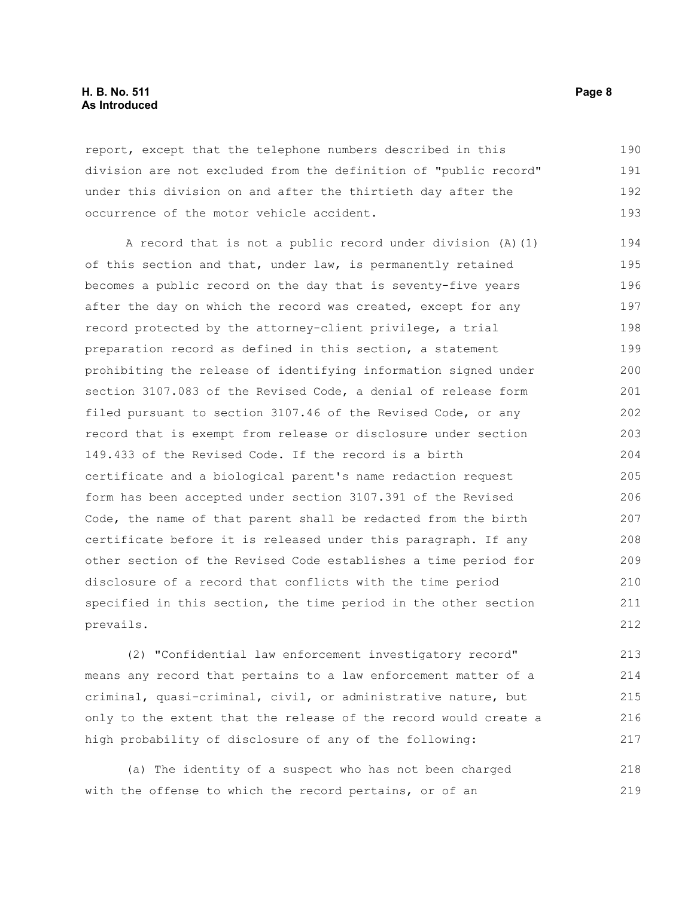report, except that the telephone numbers described in this division are not excluded from the definition of "public record" under this division on and after the thirtieth day after the occurrence of the motor vehicle accident.

A record that is not a public record under division (A)(1) of this section and that, under law, is permanently retained becomes a public record on the day that is seventy-five years after the day on which the record was created, except for any record protected by the attorney-client privilege, a trial preparation record as defined in this section, a statement prohibiting the release of identifying information signed under section 3107.083 of the Revised Code, a denial of release form filed pursuant to section 3107.46 of the Revised Code, or any record that is exempt from release or disclosure under section 149.433 of the Revised Code. If the record is a birth certificate and a biological parent's name redaction request form has been accepted under section 3107.391 of the Revised Code, the name of that parent shall be redacted from the birth certificate before it is released under this paragraph. If any other section of the Revised Code establishes a time period for disclosure of a record that conflicts with the time period specified in this section, the time period in the other section prevails.

(2) "Confidential law enforcement investigatory record" means any record that pertains to a law enforcement matter of a criminal, quasi-criminal, civil, or administrative nature, but only to the extent that the release of the record would create a high probability of disclosure of any of the following:

(a) The identity of a suspect who has not been charged with the offense to which the record pertains, or of an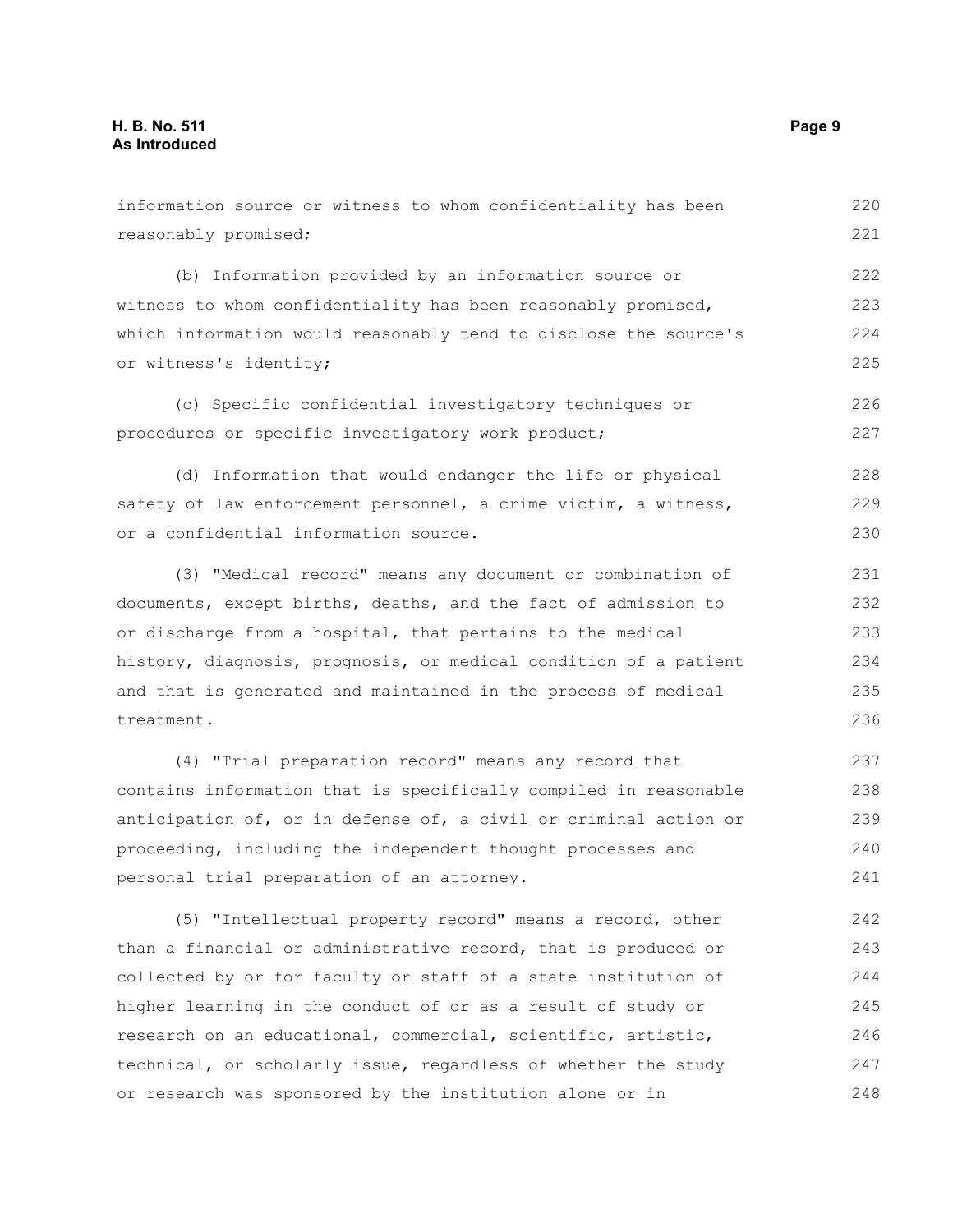information source or witness to whom confidentiality has been reasonably promised;

(b) Information provided by an information source or witness to whom confidentiality has been reasonably promised, which information would reasonably tend to disclose the source's or witness's identity;

(c) Specific confidential investigatory techniques or procedures or specific investigatory work product;

(d) Information that would endanger the life or physical safety of law enforcement personnel, a crime victim, a witness, or a confidential information source.

(3) "Medical record" means any document or combination of documents, except births, deaths, and the fact of admission to or discharge from a hospital, that pertains to the medical history, diagnosis, prognosis, or medical condition of a patient and that is generated and maintained in the process of medical treatment.

(4) "Trial preparation record" means any record that contains information that is specifically compiled in reasonable anticipation of, or in defense of, a civil or criminal action or proceeding, including the independent thought processes and personal trial preparation of an attorney.

(5) "Intellectual property record" means a record, other than a financial or administrative record, that is produced or collected by or for faculty or staff of a state institution of higher learning in the conduct of or as a result of study or research on an educational, commercial, scientific, artistic, technical, or scholarly issue, regardless of whether the study or research was sponsored by the institution alone or in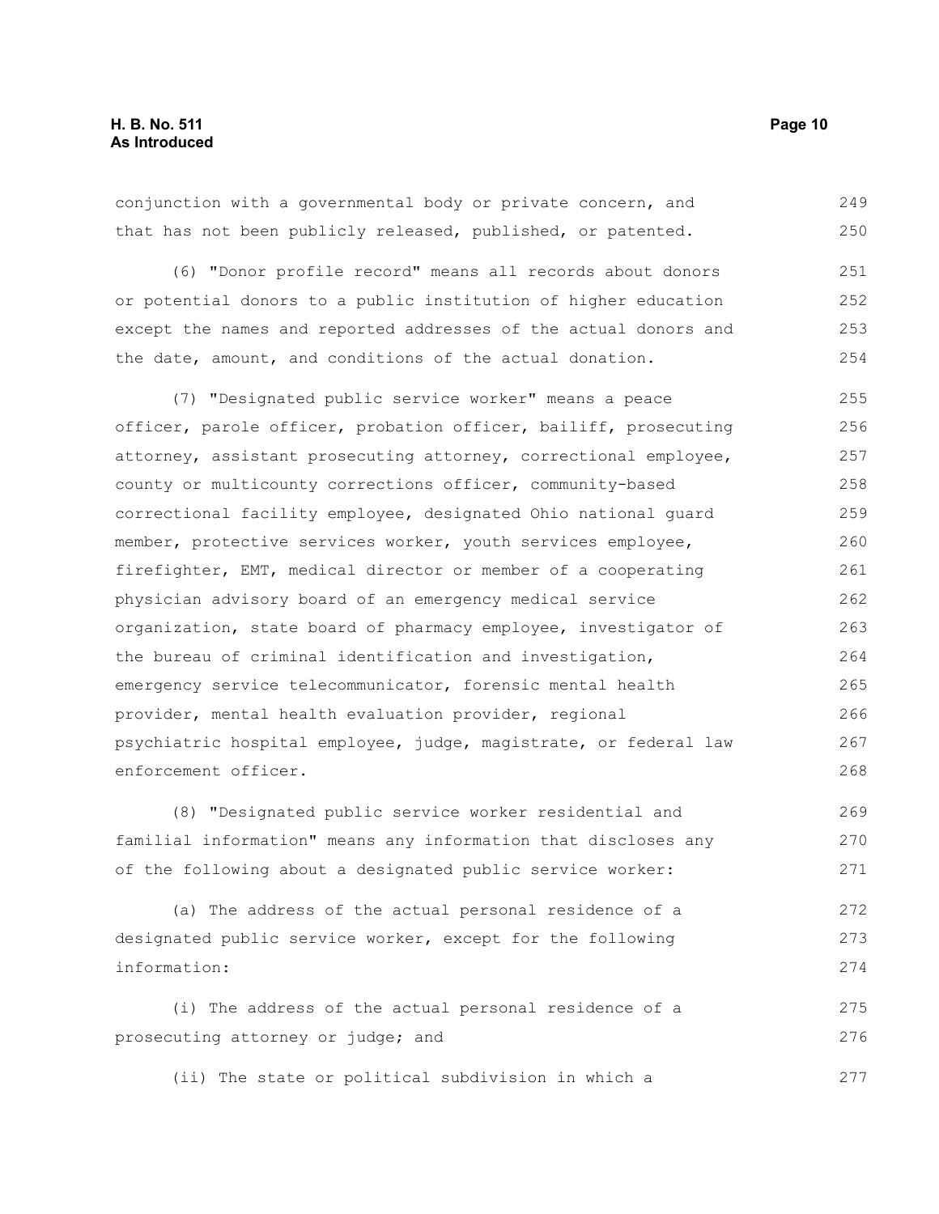conjunction with a governmental body or private concern, and that has not been publicly released, published, or patented.

(6) "Donor profile record" means all records about donors or potential donors to a public institution of higher education except the names and reported addresses of the actual donors and the date, amount, and conditions of the actual donation.

(7) "Designated public service worker" means a peace officer, parole officer, probation officer, bailiff, prosecuting attorney, assistant prosecuting attorney, correctional employee, county or multicounty corrections officer, community-based correctional facility employee, designated Ohio national guard member, protective services worker, youth services employee, firefighter, EMT, medical director or member of a cooperating physician advisory board of an emergency medical service organization, state board of pharmacy employee, investigator of the bureau of criminal identification and investigation, emergency service telecommunicator, forensic mental health provider, mental health evaluation provider, regional psychiatric hospital employee, judge, magistrate, or federal law enforcement officer.

(8) "Designated public service worker residential and familial information" means any information that discloses any of the following about a designated public service worker:

(a) The address of the actual personal residence of a designated public service worker, except for the following information:

(i) The address of the actual personal residence of a prosecuting attorney or judge; and

(ii) The state or political subdivision in which a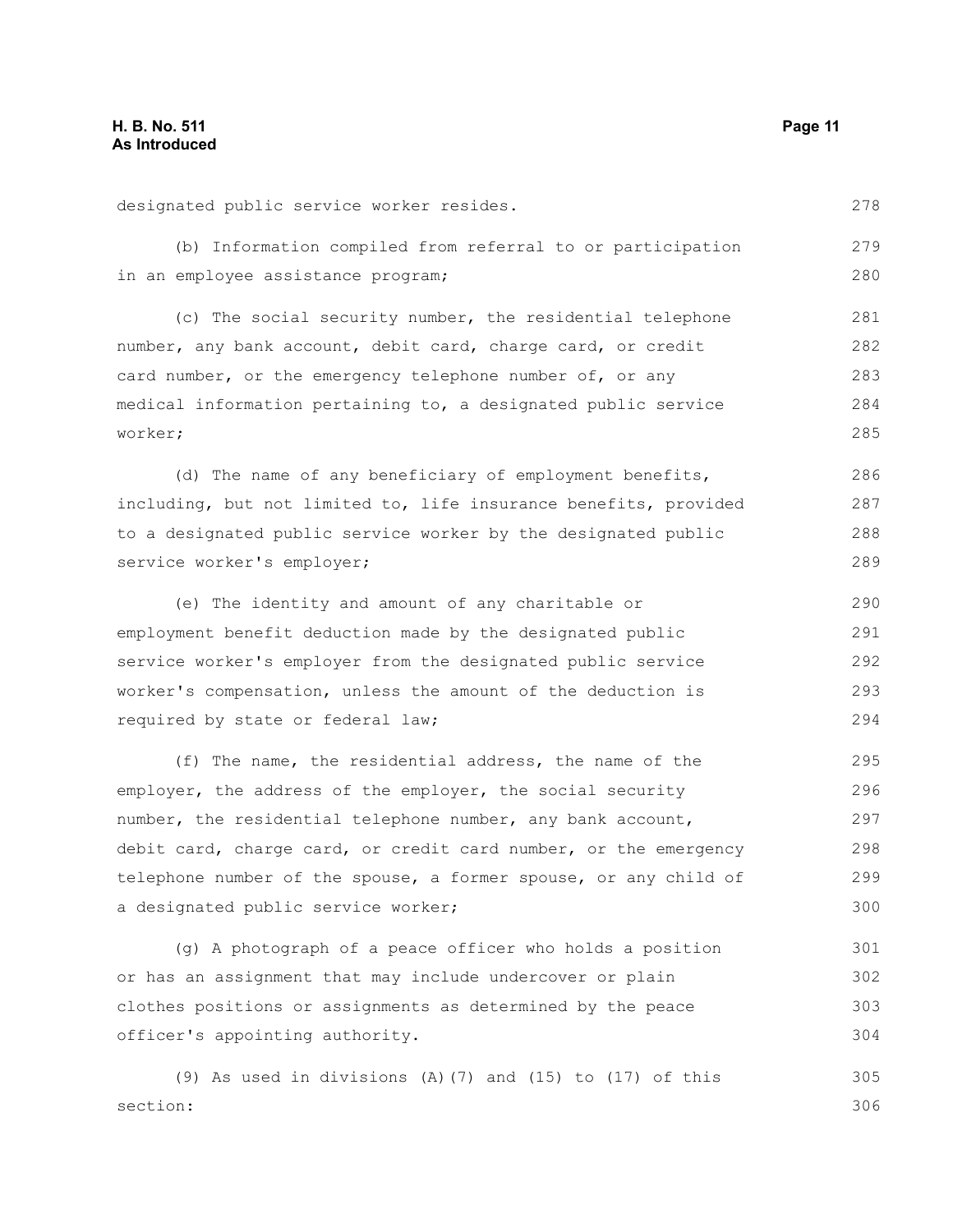designated public service worker resides.

(b) Information compiled from referral to or participation in an employee assistance program;

(c) The social security number, the residential telephone number, any bank account, debit card, charge card, or credit card number, or the emergency telephone number of, or any medical information pertaining to, a designated public service worker;

(d) The name of any beneficiary of employment benefits, including, but not limited to, life insurance benefits, provided to a designated public service worker by the designated public service worker's employer;

(e) The identity and amount of any charitable or employment benefit deduction made by the designated public service worker's employer from the designated public service worker's compensation, unless the amount of the deduction is required by state or federal law;

(f) The name, the residential address, the name of the employer, the address of the employer, the social security number, the residential telephone number, any bank account, debit card, charge card, or credit card number, or the emergency telephone number of the spouse, a former spouse, or any child of a designated public service worker;

(g) A photograph of a peace officer who holds a position or has an assignment that may include undercover or plain clothes positions or assignments as determined by the peace officer's appointing authority.

(9) As used in divisions (A)(7) and (15) to (17) of this section: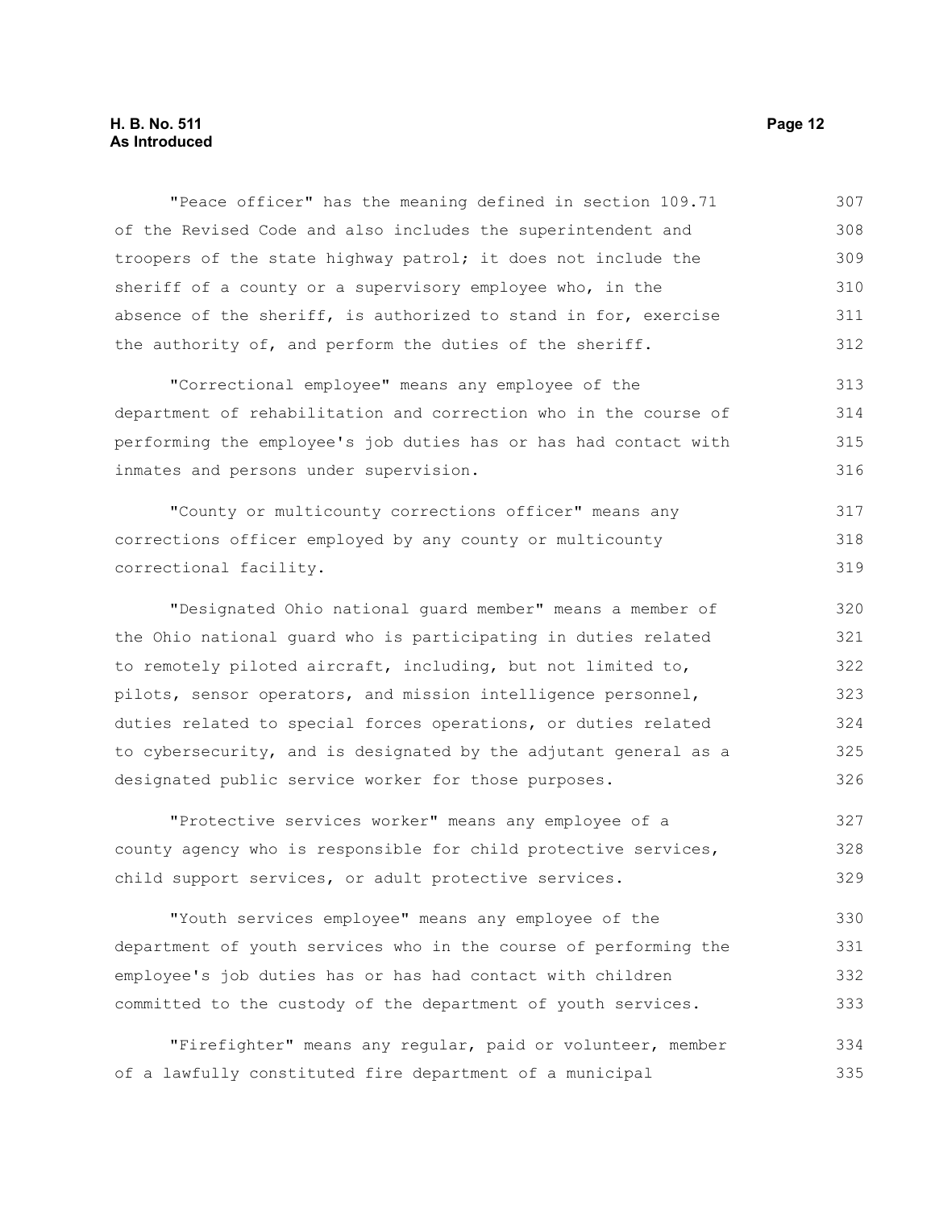"Peace officer" has the meaning defined in section 109.71 of the Revised Code and also includes the superintendent and troopers of the state highway patrol; it does not include the sheriff of a county or a supervisory employee who, in the absence of the sheriff, is authorized to stand in for, exercise the authority of, and perform the duties of the sheriff.

"Correctional employee" means any employee of the department of rehabilitation and correction who in the course of performing the employee's job duties has or has had contact with inmates and persons under supervision.

"County or multicounty corrections officer" means any corrections officer employed by any county or multicounty correctional facility.

"Designated Ohio national guard member" means a member of the Ohio national guard who is participating in duties related to remotely piloted aircraft, including, but not limited to, pilots, sensor operators, and mission intelligence personnel, duties related to special forces operations, or duties related to cybersecurity, and is designated by the adjutant general as a designated public service worker for those purposes.

"Protective services worker" means any employee of a county agency who is responsible for child protective services, child support services, or adult protective services.

"Youth services employee" means any employee of the department of youth services who in the course of performing the employee's job duties has or has had contact with children committed to the custody of the department of youth services.

"Firefighter" means any regular, paid or volunteer, member of a lawfully constituted fire department of a municipal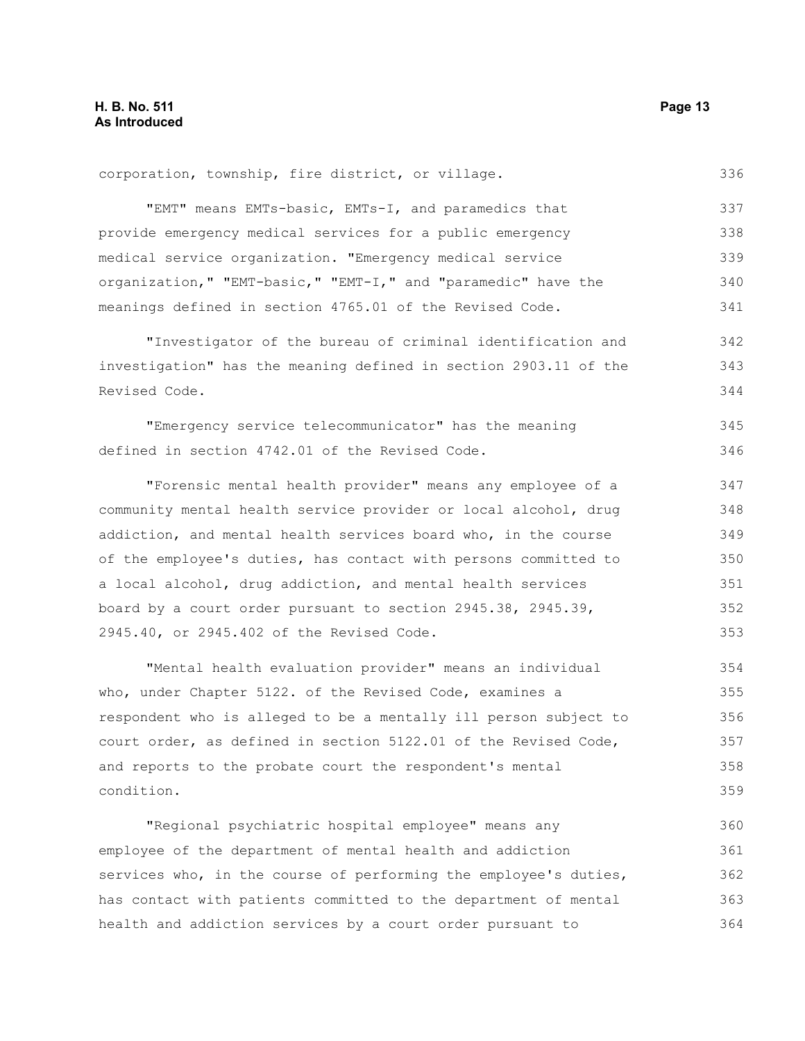corporation, township, fire district, or village.

"EMT" means EMTs-basic, EMTs-I, and paramedics that provide emergency medical services for a public emergency medical service organization. "Emergency medical service organization," "EMT-basic," "EMT-I," and "paramedic" have the meanings defined in section 4765.01 of the Revised Code.

"Investigator of the bureau of criminal identification and investigation" has the meaning defined in section 2903.11 of the Revised Code.

"Emergency service telecommunicator" has the meaning defined in section 4742.01 of the Revised Code.

"Forensic mental health provider" means any employee of a community mental health service provider or local alcohol, drug addiction, and mental health services board who, in the course of the employee's duties, has contact with persons committed to a local alcohol, drug addiction, and mental health services board by a court order pursuant to section 2945.38, 2945.39, 2945.40, or 2945.402 of the Revised Code.

"Mental health evaluation provider" means an individual who, under Chapter 5122. of the Revised Code, examines a respondent who is alleged to be a mentally ill person subject to court order, as defined in section 5122.01 of the Revised Code, and reports to the probate court the respondent's mental condition.

"Regional psychiatric hospital employee" means any employee of the department of mental health and addiction services who, in the course of performing the employee's duties, has contact with patients committed to the department of mental health and addiction services by a court order pursuant to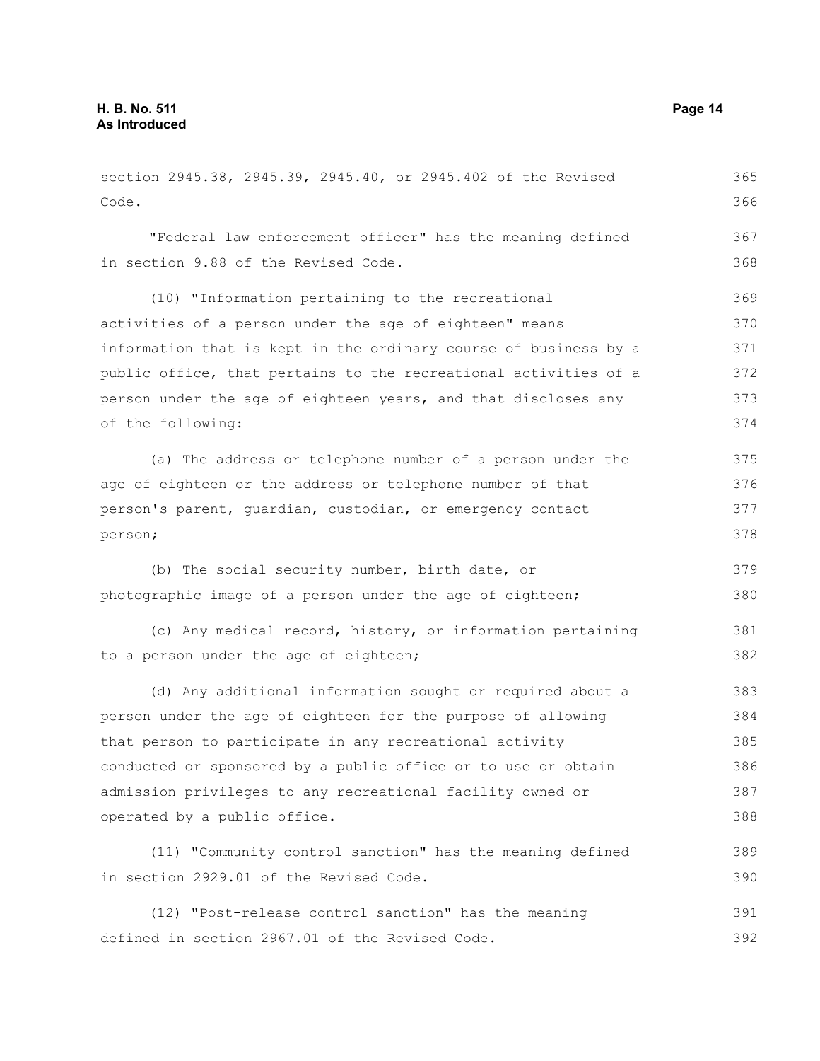section 2945.38, 2945.39, 2945.40, or 2945.402 of the Revised Code.

"Federal law enforcement officer" has the meaning defined in section 9.88 of the Revised Code.

(10) "Information pertaining to the recreational activities of a person under the age of eighteen" means information that is kept in the ordinary course of business by a public office, that pertains to the recreational activities of a person under the age of eighteen years, and that discloses any of the following:

(a) The address or telephone number of a person under the age of eighteen or the address or telephone number of that person's parent, guardian, custodian, or emergency contact person;

(b) The social security number, birth date, or photographic image of a person under the age of eighteen;

(c) Any medical record, history, or information pertaining to a person under the age of eighteen;

(d) Any additional information sought or required about a person under the age of eighteen for the purpose of allowing that person to participate in any recreational activity conducted or sponsored by a public office or to use or obtain admission privileges to any recreational facility owned or operated by a public office.

(11) "Community control sanction" has the meaning defined in section 2929.01 of the Revised Code.

(12) "Post-release control sanction" has the meaning defined in section 2967.01 of the Revised Code.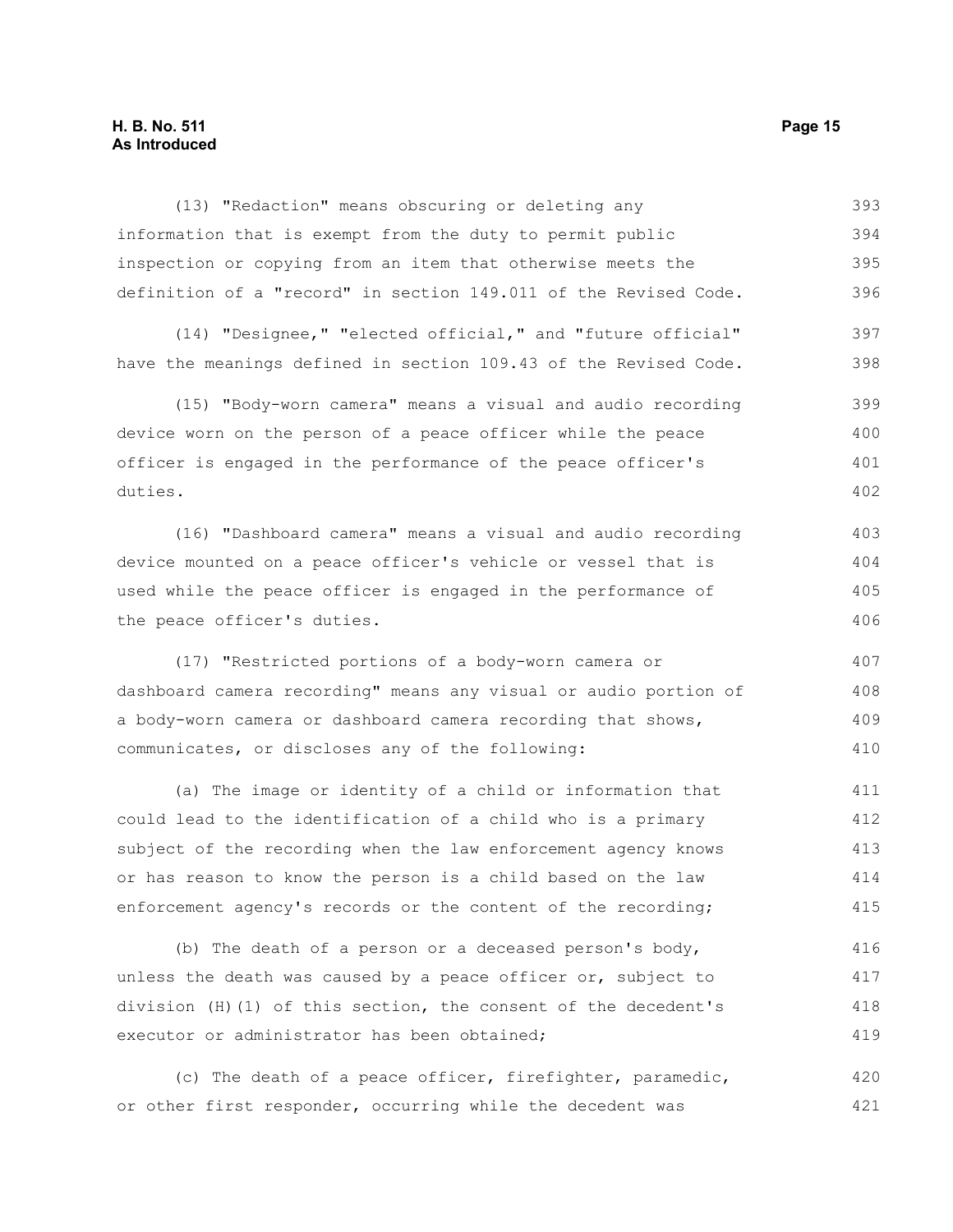(13) "Redaction" means obscuring or deleting any information that is exempt from the duty to permit public inspection or copying from an item that otherwise meets the definition of a "record" in section 149.011 of the Revised Code.

(14) "Designee," "elected official," and "future official" have the meanings defined in section 109.43 of the Revised Code.

(15) "Body-worn camera" means a visual and audio recording device worn on the person of a peace officer while the peace officer is engaged in the performance of the peace officer's duties.

(16) "Dashboard camera" means a visual and audio recording device mounted on a peace officer's vehicle or vessel that is used while the peace officer is engaged in the performance of the peace officer's duties.

(17) "Restricted portions of a body-worn camera or dashboard camera recording" means any visual or audio portion of a body-worn camera or dashboard camera recording that shows, communicates, or discloses any of the following:

(a) The image or identity of a child or information that could lead to the identification of a child who is a primary subject of the recording when the law enforcement agency knows or has reason to know the person is a child based on the law enforcement agency's records or the content of the recording;

(b) The death of a person or a deceased person's body, unless the death was caused by a peace officer or, subject to division (H)(1) of this section, the consent of the decedent's executor or administrator has been obtained;

(c) The death of a peace officer, firefighter, paramedic, or other first responder, occurring while the decedent was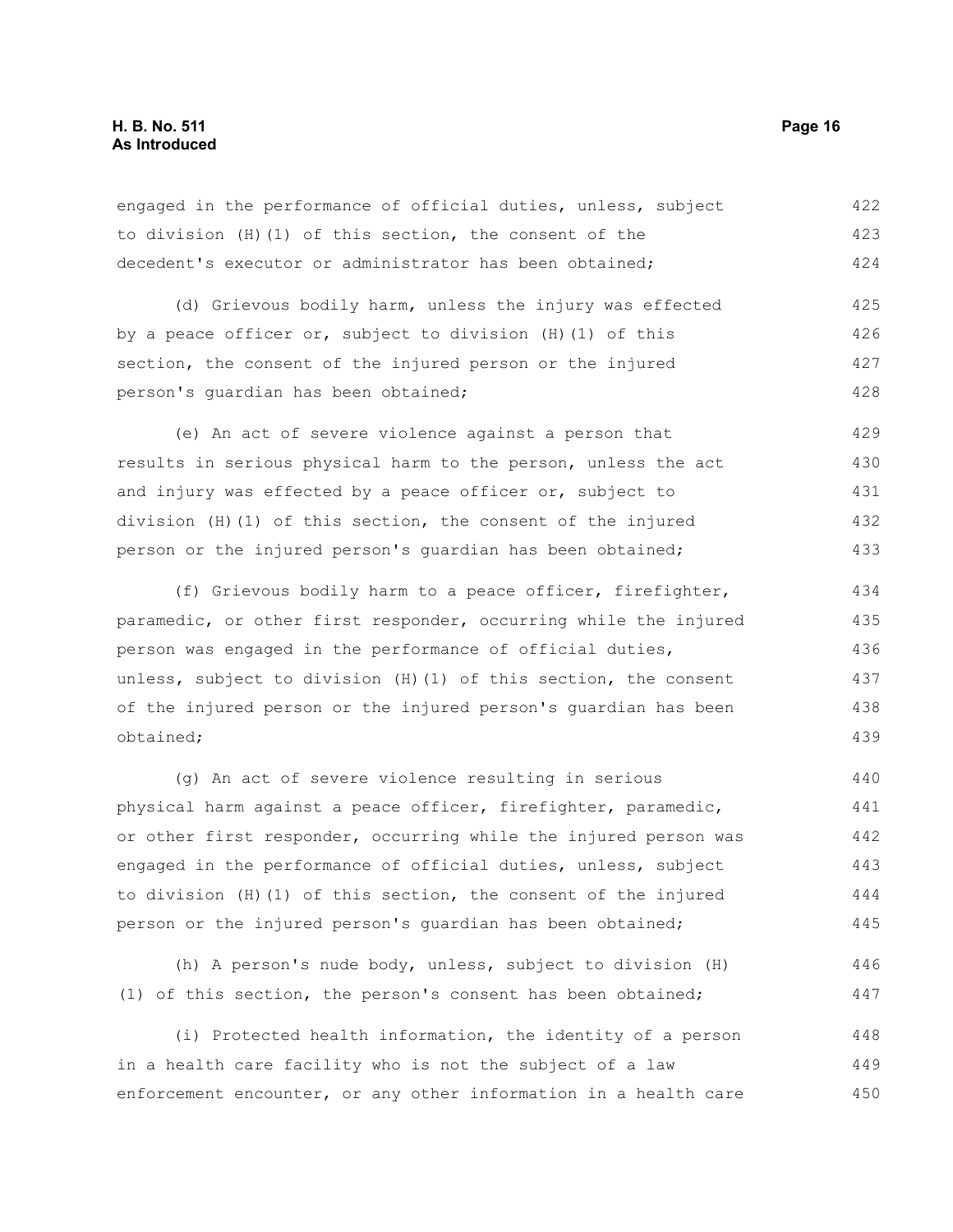engaged in the performance of official duties, unless, subject to division (H)(1) of this section, the consent of the decedent's executor or administrator has been obtained;

(d) Grievous bodily harm, unless the injury was effected by a peace officer or, subject to division (H)(1) of this section, the consent of the injured person or the injured person's guardian has been obtained;

(e) An act of severe violence against a person that results in serious physical harm to the person, unless the act and injury was effected by a peace officer or, subject to division (H)(1) of this section, the consent of the injured person or the injured person's guardian has been obtained;

(f) Grievous bodily harm to a peace officer, firefighter, paramedic, or other first responder, occurring while the injured person was engaged in the performance of official duties, unless, subject to division (H)(1) of this section, the consent of the injured person or the injured person's guardian has been obtained;

(g) An act of severe violence resulting in serious physical harm against a peace officer, firefighter, paramedic, or other first responder, occurring while the injured person was engaged in the performance of official duties, unless, subject to division (H)(1) of this section, the consent of the injured person or the injured person's guardian has been obtained;

(h) A person's nude body, unless, subject to division (H)(1) of this section, the person's consent has been obtained;

(i) Protected health information, the identity of a person in a health care facility who is not the subject of a law enforcement encounter, or any other information in a health care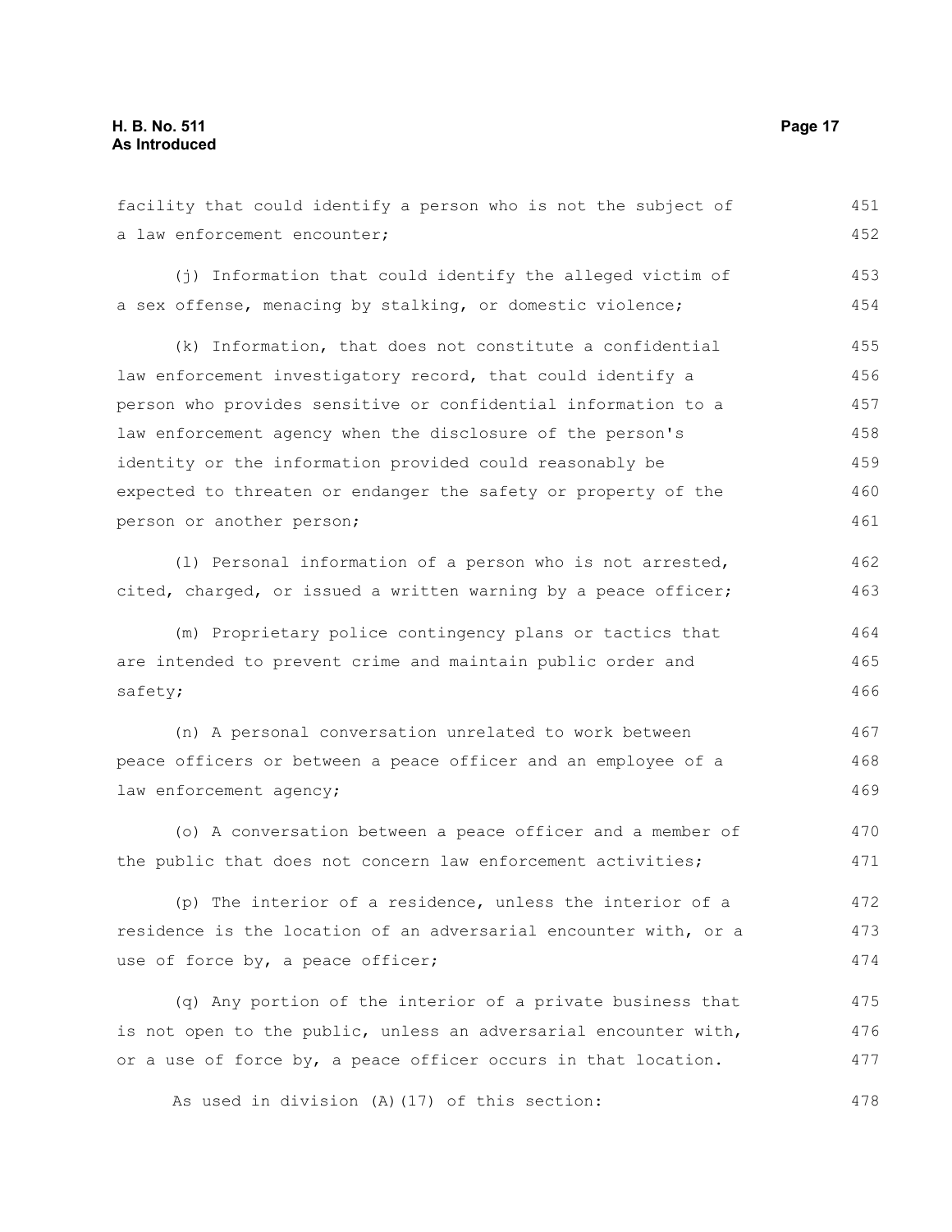facility that could identify a person who is not the subject of a law enforcement encounter;

(j) Information that could identify the alleged victim of a sex offense, menacing by stalking, or domestic violence;

(k) Information, that does not constitute a confidential law enforcement investigatory record, that could identify a person who provides sensitive or confidential information to a law enforcement agency when the disclosure of the person's identity or the information provided could reasonably be expected to threaten or endanger the safety or property of the person or another person;

(l) Personal information of a person who is not arrested, cited, charged, or issued a written warning by a peace officer;

(m) Proprietary police contingency plans or tactics that are intended to prevent crime and maintain public order and safety;

(n) A personal conversation unrelated to work between peace officers or between a peace officer and an employee of a law enforcement agency;

(o) A conversation between a peace officer and a member of the public that does not concern law enforcement activities;

(p) The interior of a residence, unless the interior of a residence is the location of an adversarial encounter with, or a use of force by, a peace officer;

(q) Any portion of the interior of a private business that is not open to the public, unless an adversarial encounter with, or a use of force by, a peace officer occurs in that location.

As used in division (A)(17) of this section: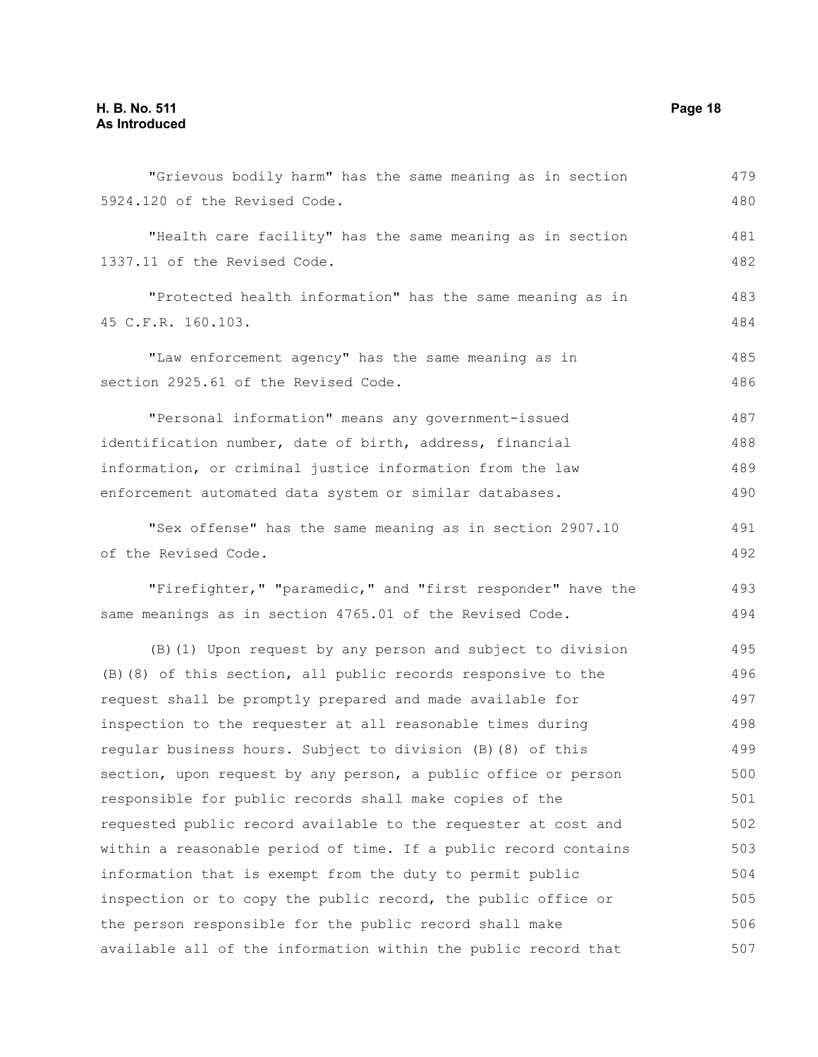"Grievous bodily harm" has the same meaning as in section 5924.120 of the Revised Code.

"Health care facility" has the same meaning as in section 1337.11 of the Revised Code.

"Protected health information" has the same meaning as in 45 C.F.R. 160.103.

"Law enforcement agency" has the same meaning as in section 2925.61 of the Revised Code.

"Personal information" means any government-issued identification number, date of birth, address, financial information, or criminal justice information from the law enforcement automated data system or similar databases.

"Sex offense" has the same meaning as in section 2907.10 of the Revised Code.

"Firefighter," "paramedic," and "first responder" have the same meanings as in section 4765.01 of the Revised Code.

(B)(1) Upon request by any person and subject to division (B)(8) of this section, all public records responsive to the request shall be promptly prepared and made available for inspection to the requester at all reasonable times during regular business hours. Subject to division (B)(8) of this section, upon request by any person, a public office or person responsible for public records shall make copies of the requested public record available to the requester at cost and within a reasonable period of time. If a public record contains information that is exempt from the duty to permit public inspection or to copy the public record, the public office or the person responsible for the public record shall make available all of the information within the public record that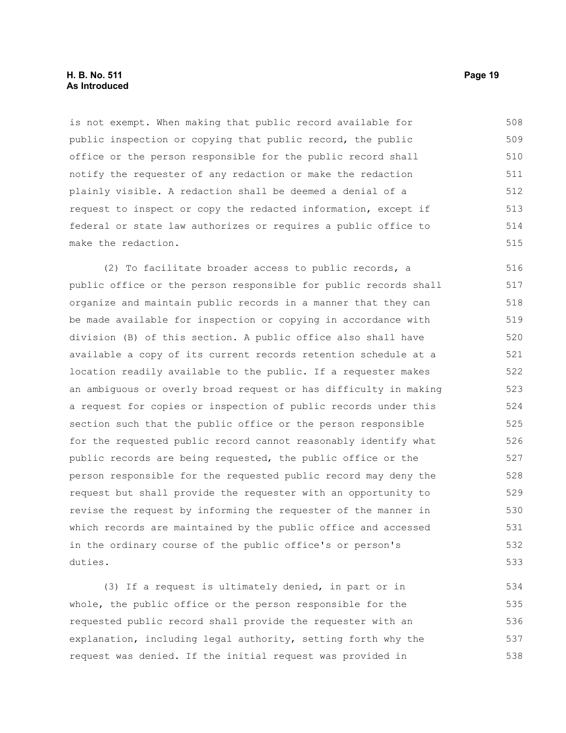is not exempt. When making that public record available for public inspection or copying that public record, the public office or the person responsible for the public record shall notify the requester of any redaction or make the redaction plainly visible. A redaction shall be deemed a denial of a request to inspect or copy the redacted information, except if federal or state law authorizes or requires a public office to make the redaction.

(2) To facilitate broader access to public records, a public office or the person responsible for public records shall organize and maintain public records in a manner that they can be made available for inspection or copying in accordance with division (B) of this section. A public office also shall have available a copy of its current records retention schedule at a location readily available to the public. If a requester makes an ambiguous or overly broad request or has difficulty in making a request for copies or inspection of public records under this section such that the public office or the person responsible for the requested public record cannot reasonably identify what public records are being requested, the public office or the person responsible for the requested public record may deny the request but shall provide the requester with an opportunity to revise the request by informing the requester of the manner in which records are maintained by the public office and accessed in the ordinary course of the public office's or person's duties.

(3) If a request is ultimately denied, in part or in whole, the public office or the person responsible for the requested public record shall provide the requester with an explanation, including legal authority, setting forth why the request was denied. If the initial request was provided in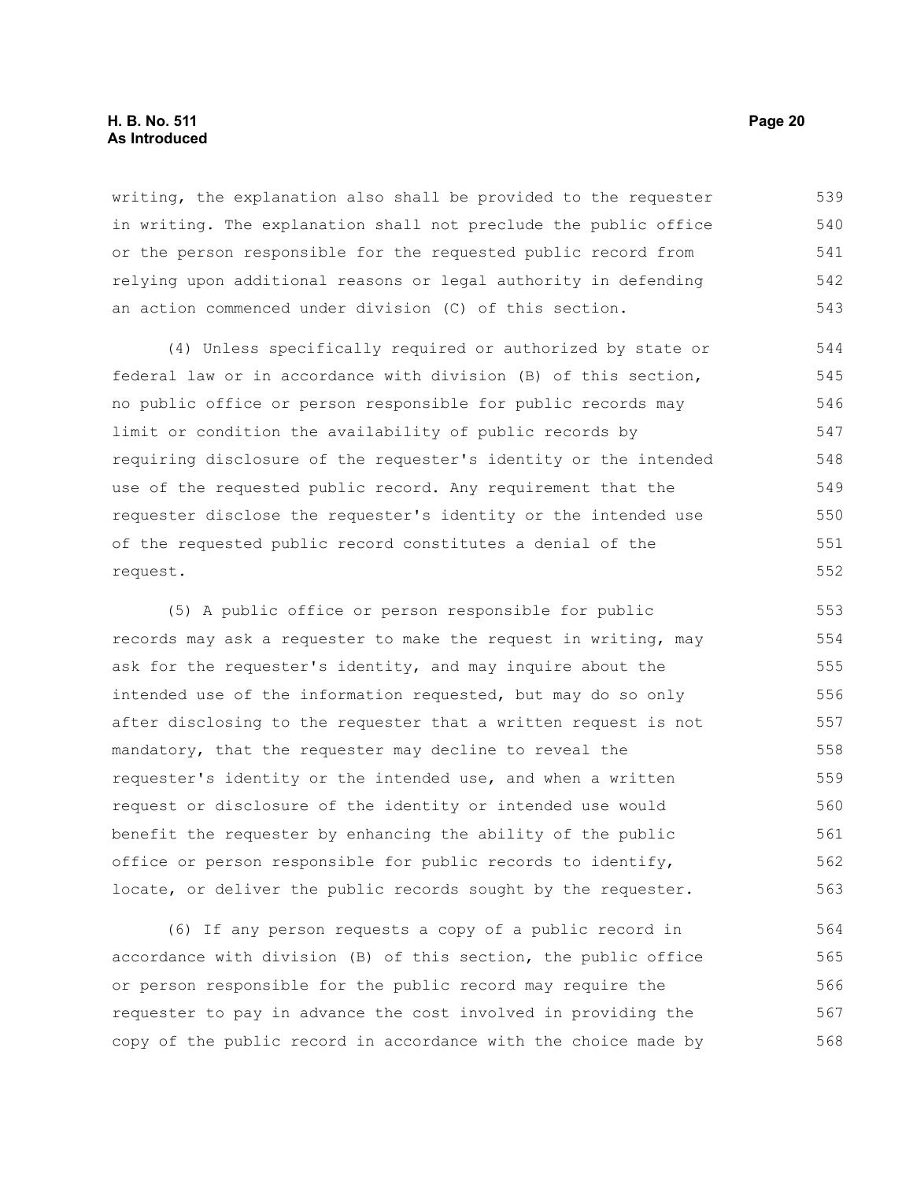writing, the explanation also shall be provided to the requester in writing. The explanation shall not preclude the public office or the person responsible for the requested public record from relying upon additional reasons or legal authority in defending an action commenced under division (C) of this section.

(4) Unless specifically required or authorized by state or federal law or in accordance with division (B) of this section, no public office or person responsible for public records may limit or condition the availability of public records by requiring disclosure of the requester's identity or the intended use of the requested public record. Any requirement that the requester disclose the requester's identity or the intended use of the requested public record constitutes a denial of the request.

(5) A public office or person responsible for public records may ask a requester to make the request in writing, may ask for the requester's identity, and may inquire about the intended use of the information requested, but may do so only after disclosing to the requester that a written request is not mandatory, that the requester may decline to reveal the requester's identity or the intended use, and when a written request or disclosure of the identity or intended use would benefit the requester by enhancing the ability of the public office or person responsible for public records to identify, locate, or deliver the public records sought by the requester.

(6) If any person requests a copy of a public record in accordance with division (B) of this section, the public office or person responsible for the public record may require the requester to pay in advance the cost involved in providing the copy of the public record in accordance with the choice made by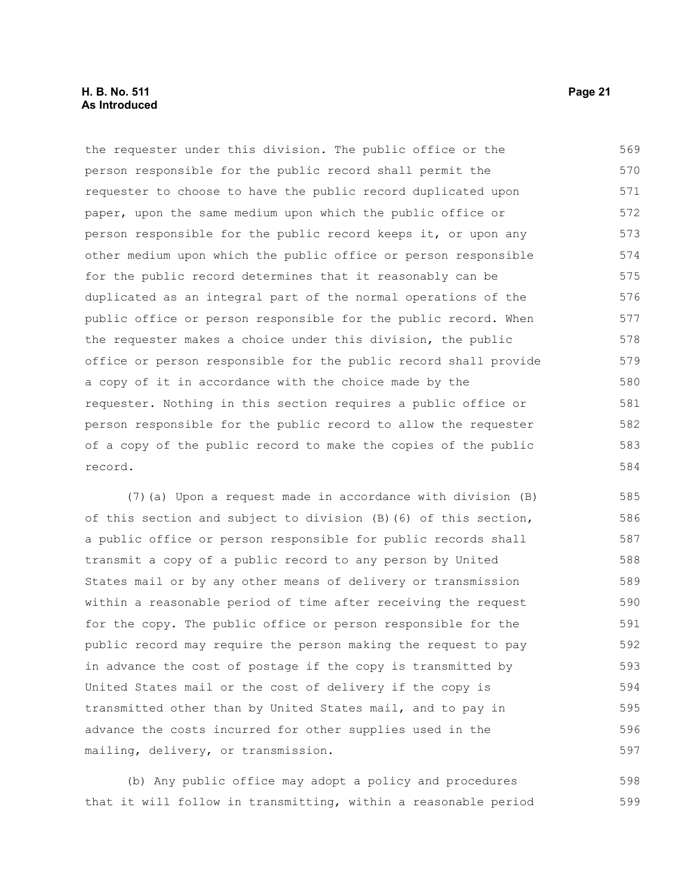the requester under this division. The public office or the person responsible for the public record shall permit the requester to choose to have the public record duplicated upon paper, upon the same medium upon which the public office or person responsible for the public record keeps it, or upon any other medium upon which the public office or person responsible for the public record determines that it reasonably can be duplicated as an integral part of the normal operations of the public office or person responsible for the public record. When the requester makes a choice under this division, the public office or person responsible for the public record shall provide a copy of it in accordance with the choice made by the requester. Nothing in this section requires a public office or person responsible for the public record to allow the requester of a copy of the public record to make the copies of the public record.

(7)(a) Upon a request made in accordance with division (B) of this section and subject to division (B)(6) of this section, a public office or person responsible for public records shall transmit a copy of a public record to any person by United States mail or by any other means of delivery or transmission within a reasonable period of time after receiving the request for the copy. The public office or person responsible for the public record may require the person making the request to pay in advance the cost of postage if the copy is transmitted by United States mail or the cost of delivery if the copy is transmitted other than by United States mail, and to pay in advance the costs incurred for other supplies used in the mailing, delivery, or transmission.

(b) Any public office may adopt a policy and procedures that it will follow in transmitting, within a reasonable period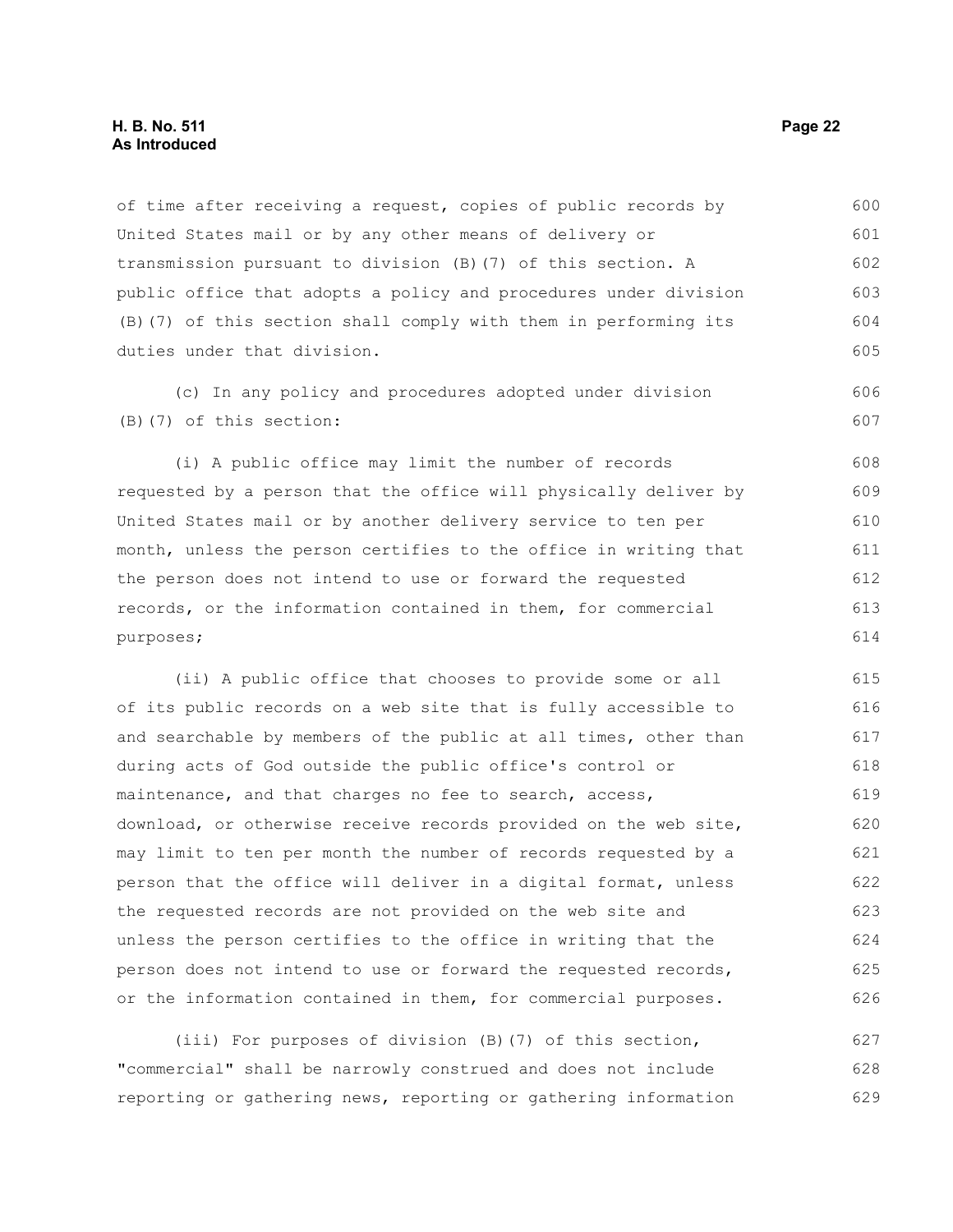of time after receiving a request, copies of public records by United States mail or by any other means of delivery or transmission pursuant to division (B)(7) of this section. A public office that adopts a policy and procedures under division (B)(7) of this section shall comply with them in performing its duties under that division.

(c) In any policy and procedures adopted under division (B)(7) of this section:

(i) A public office may limit the number of records requested by a person that the office will physically deliver by United States mail or by another delivery service to ten per month, unless the person certifies to the office in writing that the person does not intend to use or forward the requested records, or the information contained in them, for commercial purposes;

(ii) A public office that chooses to provide some or all of its public records on a web site that is fully accessible to and searchable by members of the public at all times, other than during acts of God outside the public office's control or maintenance, and that charges no fee to search, access, download, or otherwise receive records provided on the web site, may limit to ten per month the number of records requested by a person that the office will deliver in a digital format, unless the requested records are not provided on the web site and unless the person certifies to the office in writing that the person does not intend to use or forward the requested records, or the information contained in them, for commercial purposes.

(iii) For purposes of division (B)(7) of this section, "commercial" shall be narrowly construed and does not include reporting or gathering news, reporting or gathering information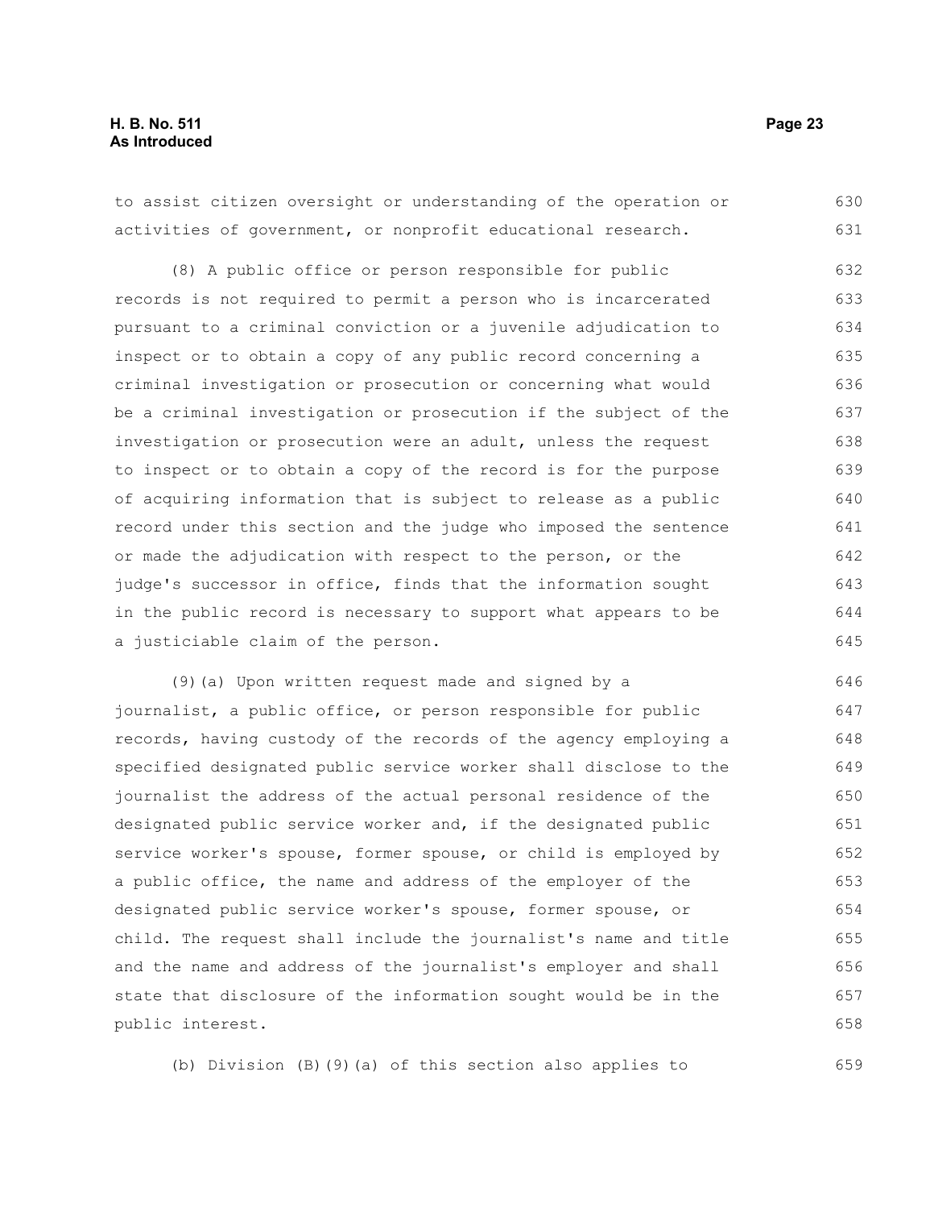to assist citizen oversight or understanding of the operation or activities of government, or nonprofit educational research.

(8) A public office or person responsible for public records is not required to permit a person who is incarcerated pursuant to a criminal conviction or a juvenile adjudication to inspect or to obtain a copy of any public record concerning a criminal investigation or prosecution or concerning what would be a criminal investigation or prosecution if the subject of the investigation or prosecution were an adult, unless the request to inspect or to obtain a copy of the record is for the purpose of acquiring information that is subject to release as a public record under this section and the judge who imposed the sentence or made the adjudication with respect to the person, or the judge's successor in office, finds that the information sought in the public record is necessary to support what appears to be a justiciable claim of the person.

(9)(a) Upon written request made and signed by a journalist, a public office, or person responsible for public records, having custody of the records of the agency employing a specified designated public service worker shall disclose to the journalist the address of the actual personal residence of the designated public service worker and, if the designated public service worker's spouse, former spouse, or child is employed by a public office, the name and address of the employer of the designated public service worker's spouse, former spouse, or child. The request shall include the journalist's name and title and the name and address of the journalist's employer and shall state that disclosure of the information sought would be in the public interest.

(b) Division (B)(9)(a) of this section also applies to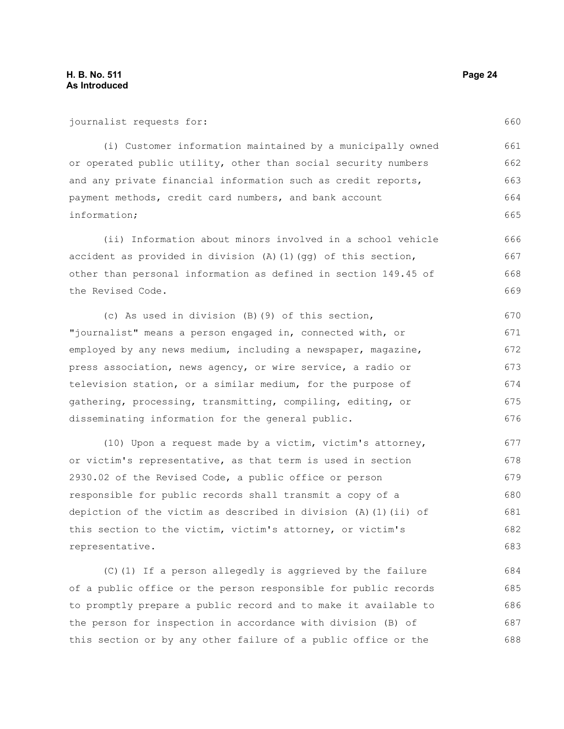journalist requests for:

(i) Customer information maintained by a municipally owned or operated public utility, other than social security numbers and any private financial information such as credit reports, payment methods, credit card numbers, and bank account information;

(ii) Information about minors involved in a school vehicle accident as provided in division (A)(1)(gg) of this section, other than personal information as defined in section 149.45 of the Revised Code.

(c) As used in division (B)(9) of this section, "journalist" means a person engaged in, connected with, or employed by any news medium, including a newspaper, magazine, press association, news agency, or wire service, a radio or television station, or a similar medium, for the purpose of gathering, processing, transmitting, compiling, editing, or disseminating information for the general public.

(10) Upon a request made by a victim, victim's attorney, or victim's representative, as that term is used in section 2930.02 of the Revised Code, a public office or person responsible for public records shall transmit a copy of a depiction of the victim as described in division (A)(1)(ii) of this section to the victim, victim's attorney, or victim's representative.

(C)(1) If a person allegedly is aggrieved by the failure of a public office or the person responsible for public records to promptly prepare a public record and to make it available to the person for inspection in accordance with division (B) of this section or by any other failure of a public office or the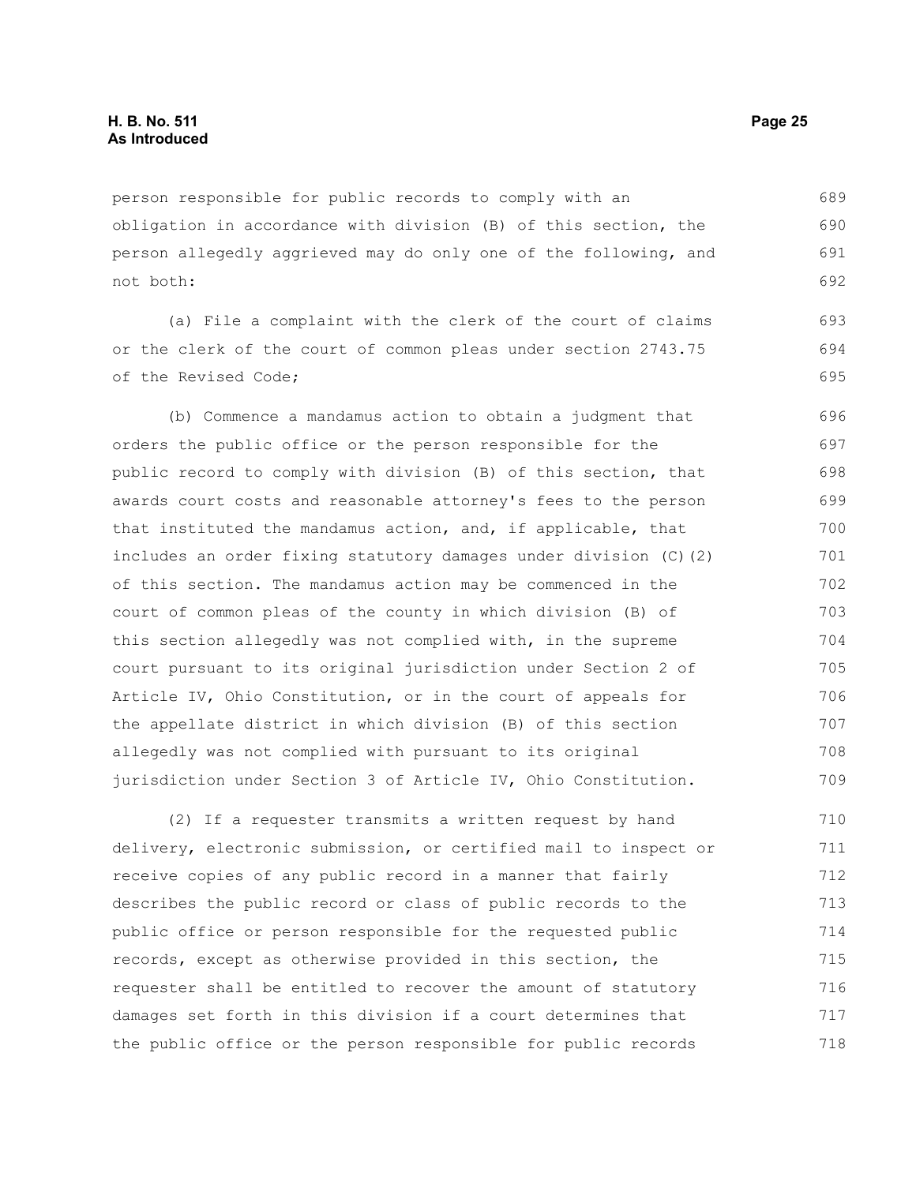person responsible for public records to comply with an obligation in accordance with division (B) of this section, the person allegedly aggrieved may do only one of the following, and not both:

(a) File a complaint with the clerk of the court of claims or the clerk of the court of common pleas under section 2743.75 of the Revised Code;

(b) Commence a mandamus action to obtain a judgment that orders the public office or the person responsible for the public record to comply with division (B) of this section, that awards court costs and reasonable attorney's fees to the person that instituted the mandamus action, and, if applicable, that includes an order fixing statutory damages under division (C)(2) of this section. The mandamus action may be commenced in the court of common pleas of the county in which division (B) of this section allegedly was not complied with, in the supreme court pursuant to its original jurisdiction under Section 2 of Article IV, Ohio Constitution, or in the court of appeals for the appellate district in which division (B) of this section allegedly was not complied with pursuant to its original jurisdiction under Section 3 of Article IV, Ohio Constitution.

(2) If a requester transmits a written request by hand delivery, electronic submission, or certified mail to inspect or receive copies of any public record in a manner that fairly describes the public record or class of public records to the public office or person responsible for the requested public records, except as otherwise provided in this section, the requester shall be entitled to recover the amount of statutory damages set forth in this division if a court determines that the public office or the person responsible for public records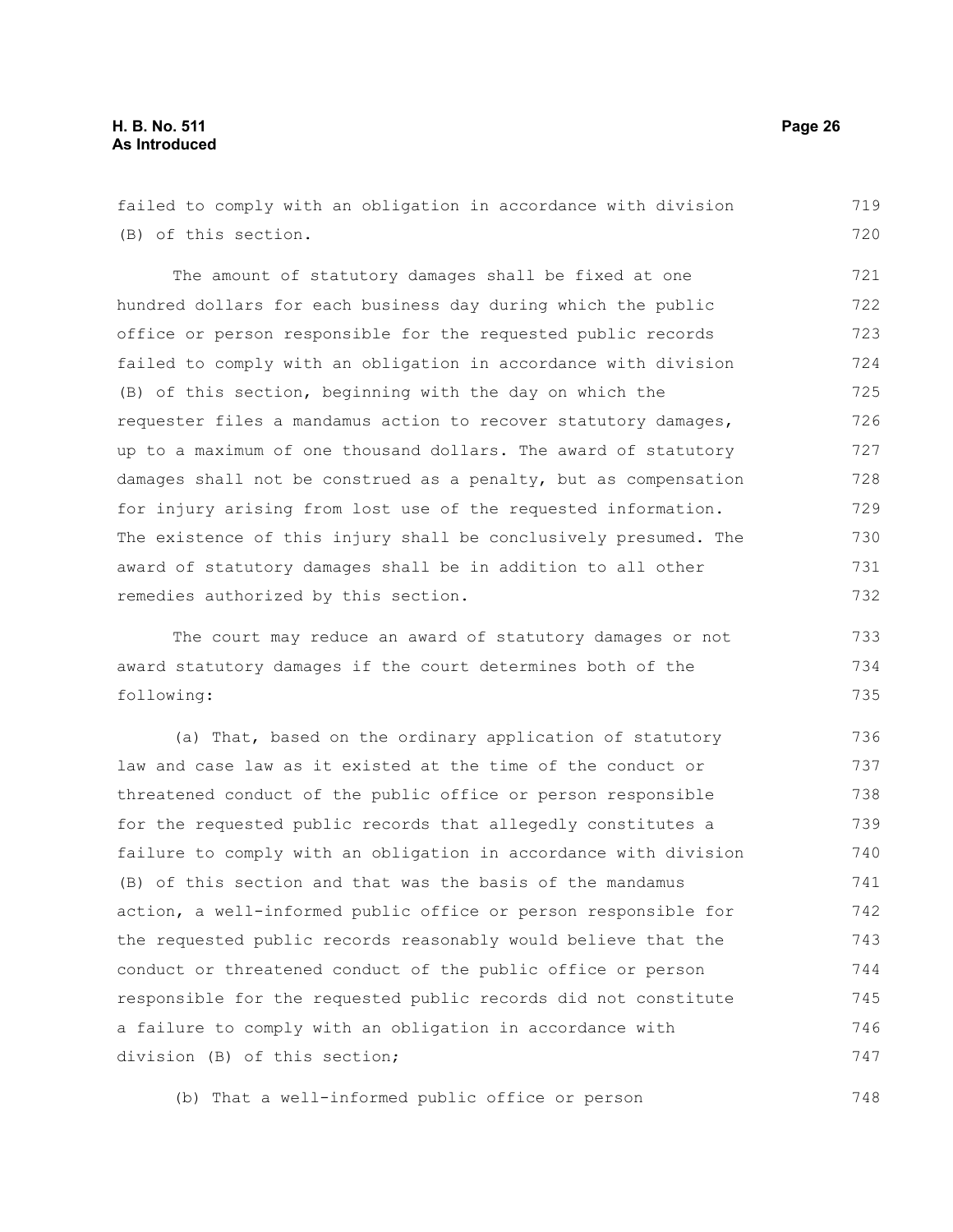failed to comply with an obligation in accordance with division (B) of this section.

The amount of statutory damages shall be fixed at one hundred dollars for each business day during which the public office or person responsible for the requested public records failed to comply with an obligation in accordance with division (B) of this section, beginning with the day on which the requester files a mandamus action to recover statutory damages, up to a maximum of one thousand dollars. The award of statutory damages shall not be construed as a penalty, but as compensation for injury arising from lost use of the requested information. The existence of this injury shall be conclusively presumed. The award of statutory damages shall be in addition to all other remedies authorized by this section.

The court may reduce an award of statutory damages or not award statutory damages if the court determines both of the following:

(a) That, based on the ordinary application of statutory law and case law as it existed at the time of the conduct or threatened conduct of the public office or person responsible for the requested public records that allegedly constitutes a failure to comply with an obligation in accordance with division (B) of this section and that was the basis of the mandamus action, a well-informed public office or person responsible for the requested public records reasonably would believe that the conduct or threatened conduct of the public office or person responsible for the requested public records did not constitute a failure to comply with an obligation in accordance with division (B) of this section;

(b) That a well-informed public office or person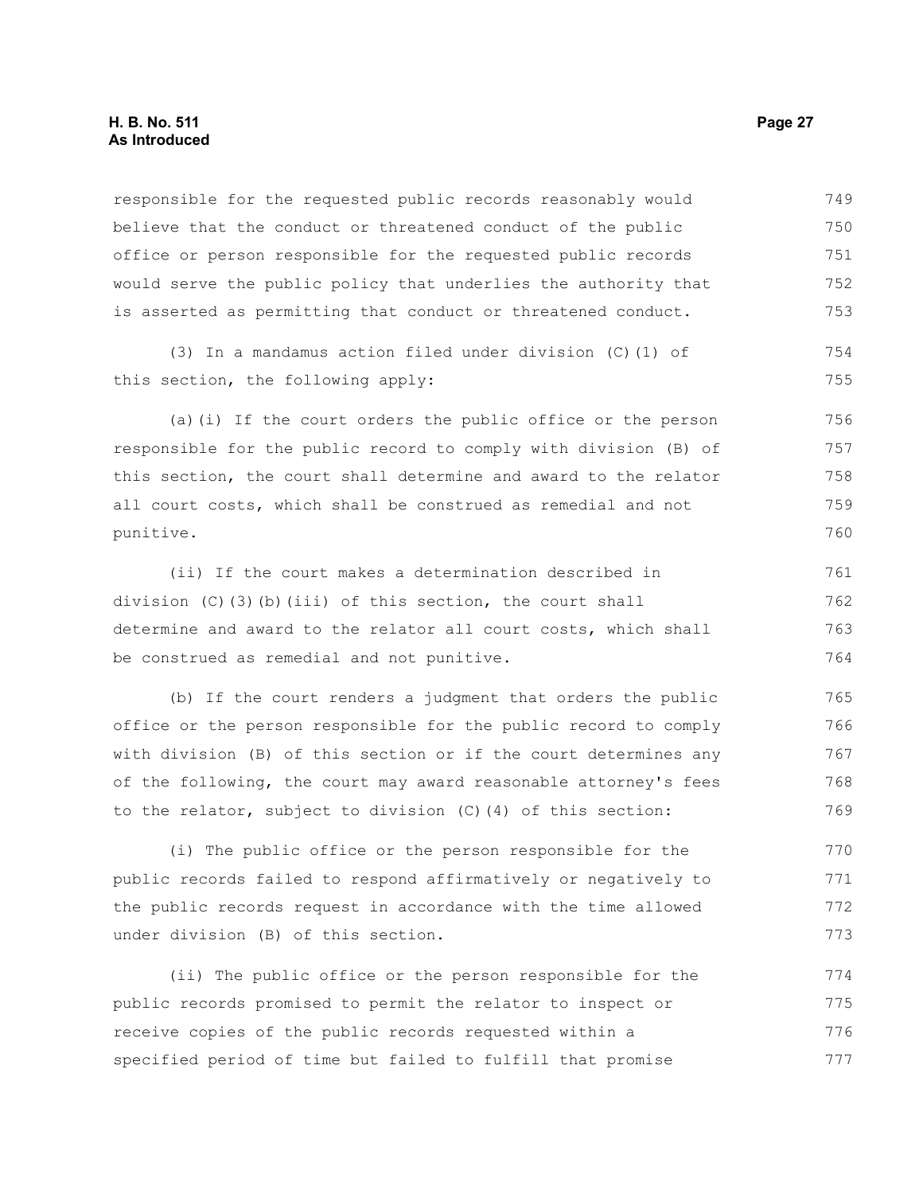responsible for the requested public records reasonably would believe that the conduct or threatened conduct of the public office or person responsible for the requested public records would serve the public policy that underlies the authority that is asserted as permitting that conduct or threatened conduct.

(3) In a mandamus action filed under division (C)(1) of this section, the following apply:

(a)(i) If the court orders the public office or the person responsible for the public record to comply with division (B) of this section, the court shall determine and award to the relator all court costs, which shall be construed as remedial and not punitive.

(ii) If the court makes a determination described in division (C)(3)(b)(iii) of this section, the court shall determine and award to the relator all court costs, which shall be construed as remedial and not punitive.

(b) If the court renders a judgment that orders the public office or the person responsible for the public record to comply with division (B) of this section or if the court determines any of the following, the court may award reasonable attorney's fees to the relator, subject to division (C)(4) of this section:

(i) The public office or the person responsible for the public records failed to respond affirmatively or negatively to the public records request in accordance with the time allowed under division (B) of this section.

(ii) The public office or the person responsible for the public records promised to permit the relator to inspect or receive copies of the public records requested within a specified period of time but failed to fulfill that promise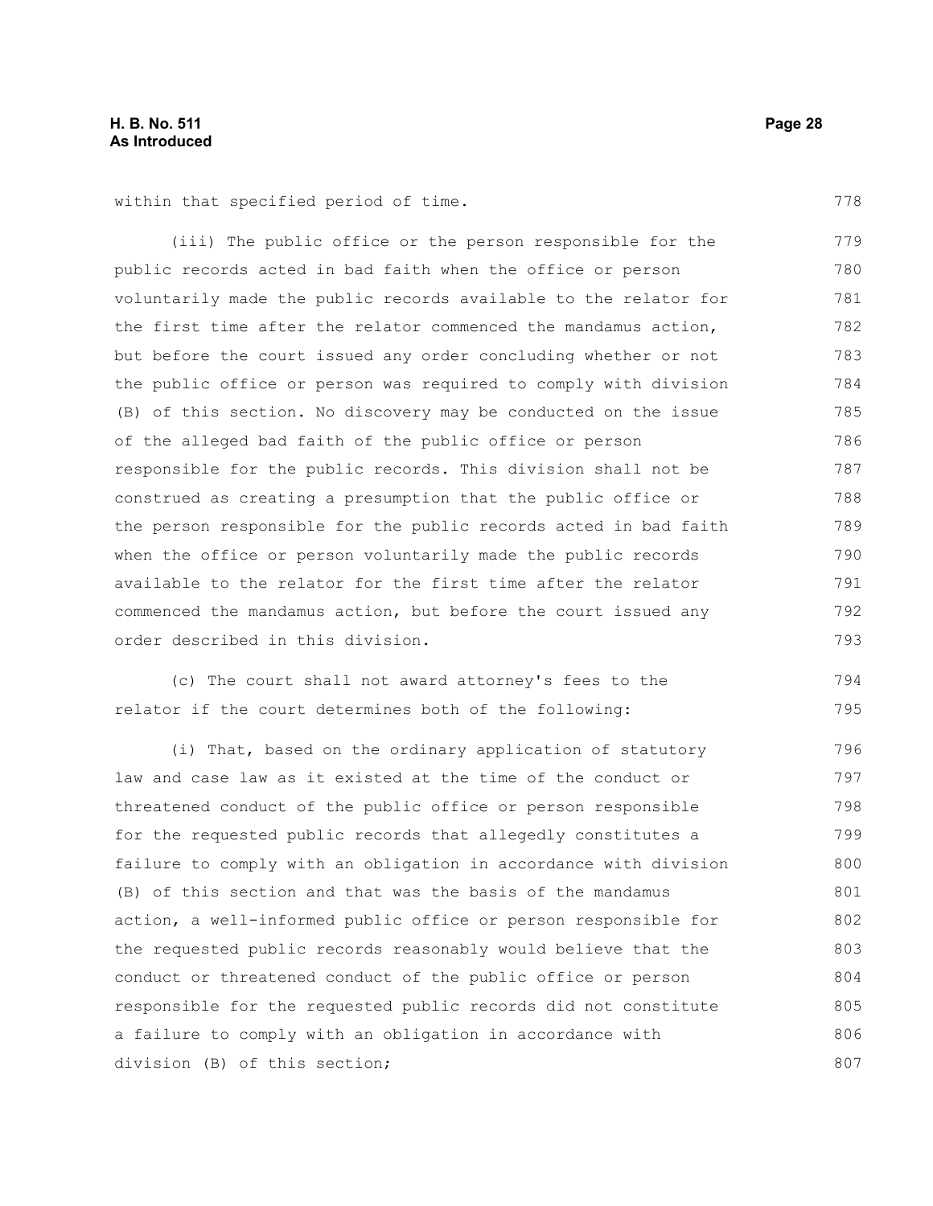within that specified period of time.

(iii) The public office or the person responsible for the public records acted in bad faith when the office or person voluntarily made the public records available to the relator for the first time after the relator commenced the mandamus action, but before the court issued any order concluding whether or not the public office or person was required to comply with division (B) of this section. No discovery may be conducted on the issue of the alleged bad faith of the public office or person responsible for the public records. This division shall not be construed as creating a presumption that the public office or the person responsible for the public records acted in bad faith when the office or person voluntarily made the public records available to the relator for the first time after the relator commenced the mandamus action, but before the court issued any order described in this division.

(c) The court shall not award attorney's fees to the relator if the court determines both of the following:

(i) That, based on the ordinary application of statutory law and case law as it existed at the time of the conduct or threatened conduct of the public office or person responsible for the requested public records that allegedly constitutes a failure to comply with an obligation in accordance with division (B) of this section and that was the basis of the mandamus action, a well-informed public office or person responsible for the requested public records reasonably would believe that the conduct or threatened conduct of the public office or person responsible for the requested public records did not constitute a failure to comply with an obligation in accordance with division (B) of this section;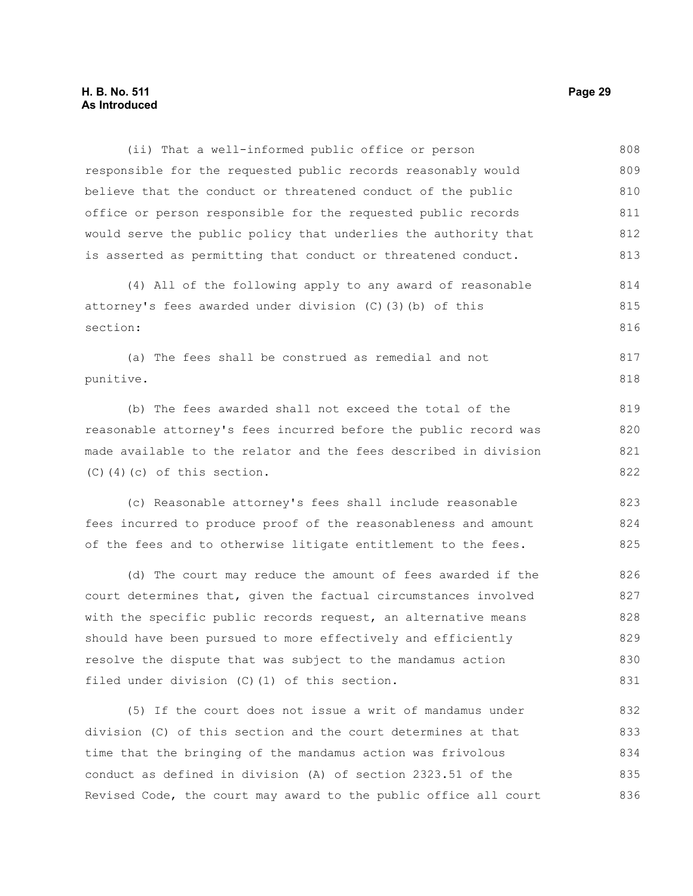(ii) That a well-informed public office or person responsible for the requested public records reasonably would believe that the conduct or threatened conduct of the public office or person responsible for the requested public records would serve the public policy that underlies the authority that is asserted as permitting that conduct or threatened conduct.

(4) All of the following apply to any award of reasonable attorney's fees awarded under division (C)(3)(b) of this section:

(a) The fees shall be construed as remedial and not punitive.

(b) The fees awarded shall not exceed the total of the reasonable attorney's fees incurred before the public record was made available to the relator and the fees described in division (C)(4)(c) of this section.

(c) Reasonable attorney's fees shall include reasonable fees incurred to produce proof of the reasonableness and amount of the fees and to otherwise litigate entitlement to the fees.

(d) The court may reduce the amount of fees awarded if the court determines that, given the factual circumstances involved with the specific public records request, an alternative means should have been pursued to more effectively and efficiently resolve the dispute that was subject to the mandamus action filed under division (C)(1) of this section.

(5) If the court does not issue a writ of mandamus under division (C) of this section and the court determines at that time that the bringing of the mandamus action was frivolous conduct as defined in division (A) of section 2323.51 of the Revised Code, the court may award to the public office all court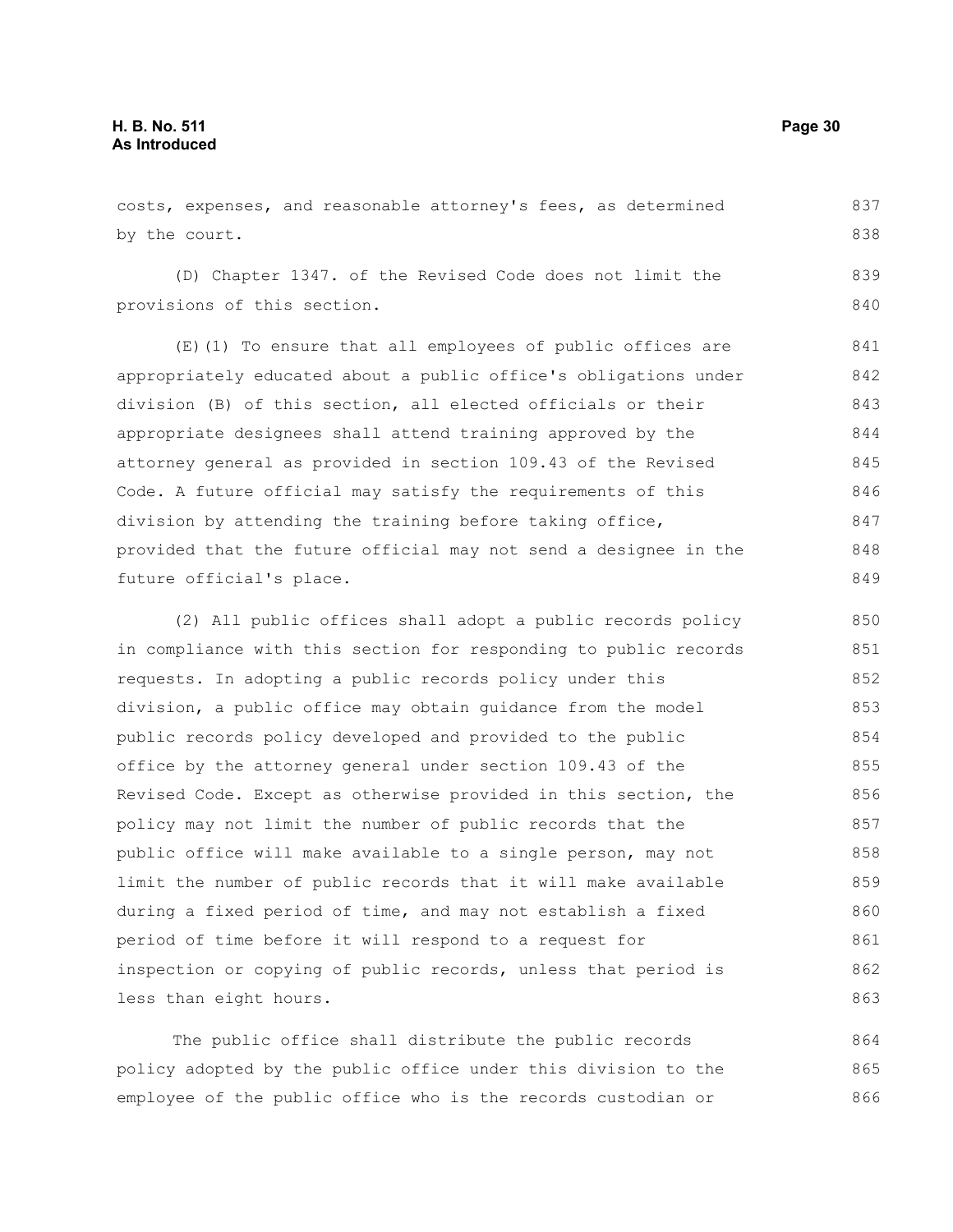costs, expenses, and reasonable attorney's fees, as determined by the court.

(D) Chapter 1347. of the Revised Code does not limit the provisions of this section.

(E)(1) To ensure that all employees of public offices are appropriately educated about a public office's obligations under division (B) of this section, all elected officials or their appropriate designees shall attend training approved by the attorney general as provided in section 109.43 of the Revised Code. A future official may satisfy the requirements of this division by attending the training before taking office, provided that the future official may not send a designee in the future official's place.

(2) All public offices shall adopt a public records policy in compliance with this section for responding to public records requests. In adopting a public records policy under this division, a public office may obtain guidance from the model public records policy developed and provided to the public office by the attorney general under section 109.43 of the Revised Code. Except as otherwise provided in this section, the policy may not limit the number of public records that the public office will make available to a single person, may not limit the number of public records that it will make available during a fixed period of time, and may not establish a fixed period of time before it will respond to a request for inspection or copying of public records, unless that period is less than eight hours.

The public office shall distribute the public records policy adopted by the public office under this division to the employee of the public office who is the records custodian or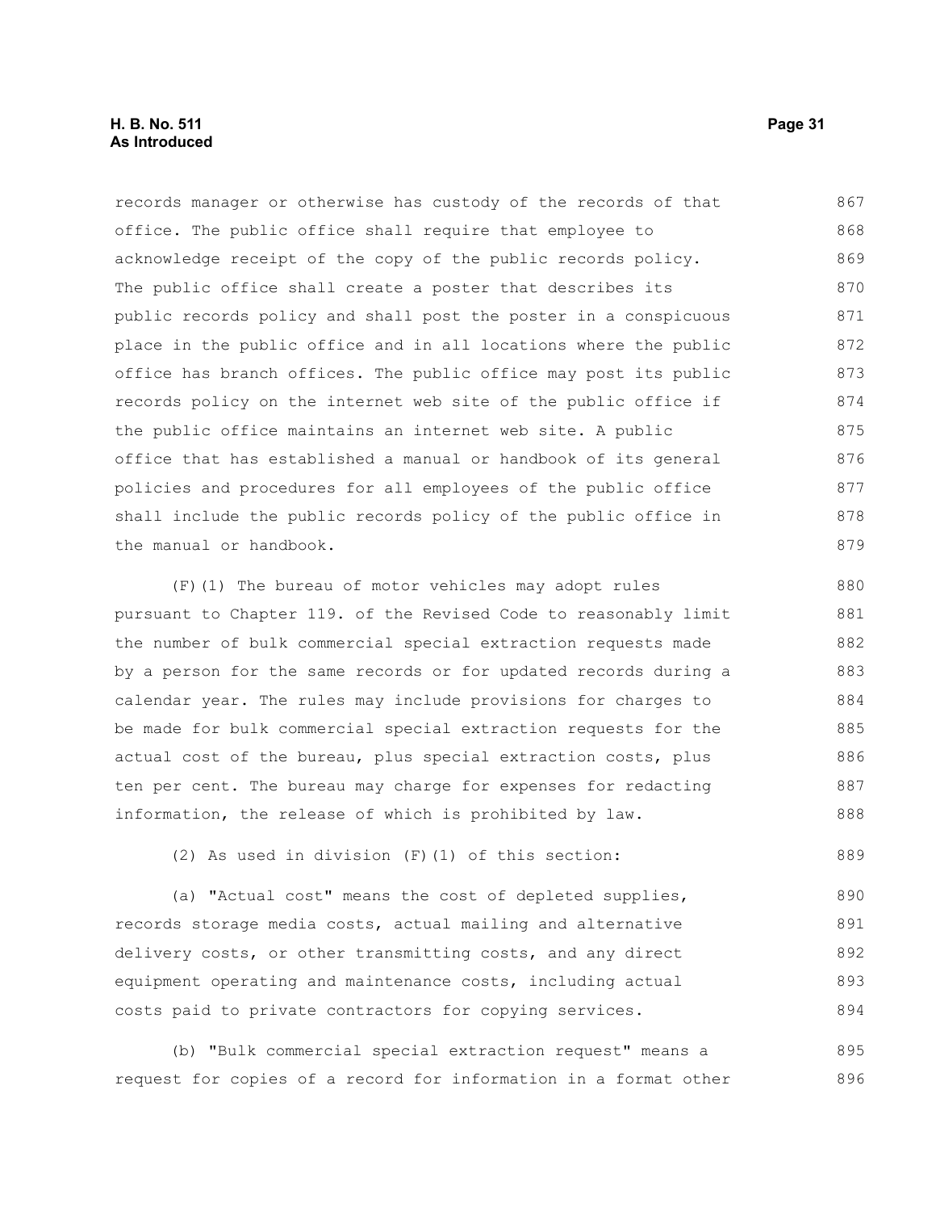records manager or otherwise has custody of the records of that office. The public office shall require that employee to acknowledge receipt of the copy of the public records policy. The public office shall create a poster that describes its public records policy and shall post the poster in a conspicuous place in the public office and in all locations where the public office has branch offices. The public office may post its public records policy on the internet web site of the public office if the public office maintains an internet web site. A public office that has established a manual or handbook of its general policies and procedures for all employees of the public office shall include the public records policy of the public office in the manual or handbook.

(F)(1) The bureau of motor vehicles may adopt rules pursuant to Chapter 119. of the Revised Code to reasonably limit the number of bulk commercial special extraction requests made by a person for the same records or for updated records during a calendar year. The rules may include provisions for charges to be made for bulk commercial special extraction requests for the actual cost of the bureau, plus special extraction costs, plus ten per cent. The bureau may charge for expenses for redacting information, the release of which is prohibited by law.

(2) As used in division (F)(1) of this section:

(a) "Actual cost" means the cost of depleted supplies, records storage media costs, actual mailing and alternative delivery costs, or other transmitting costs, and any direct equipment operating and maintenance costs, including actual costs paid to private contractors for copying services.

(b) "Bulk commercial special extraction request" means a request for copies of a record for information in a format other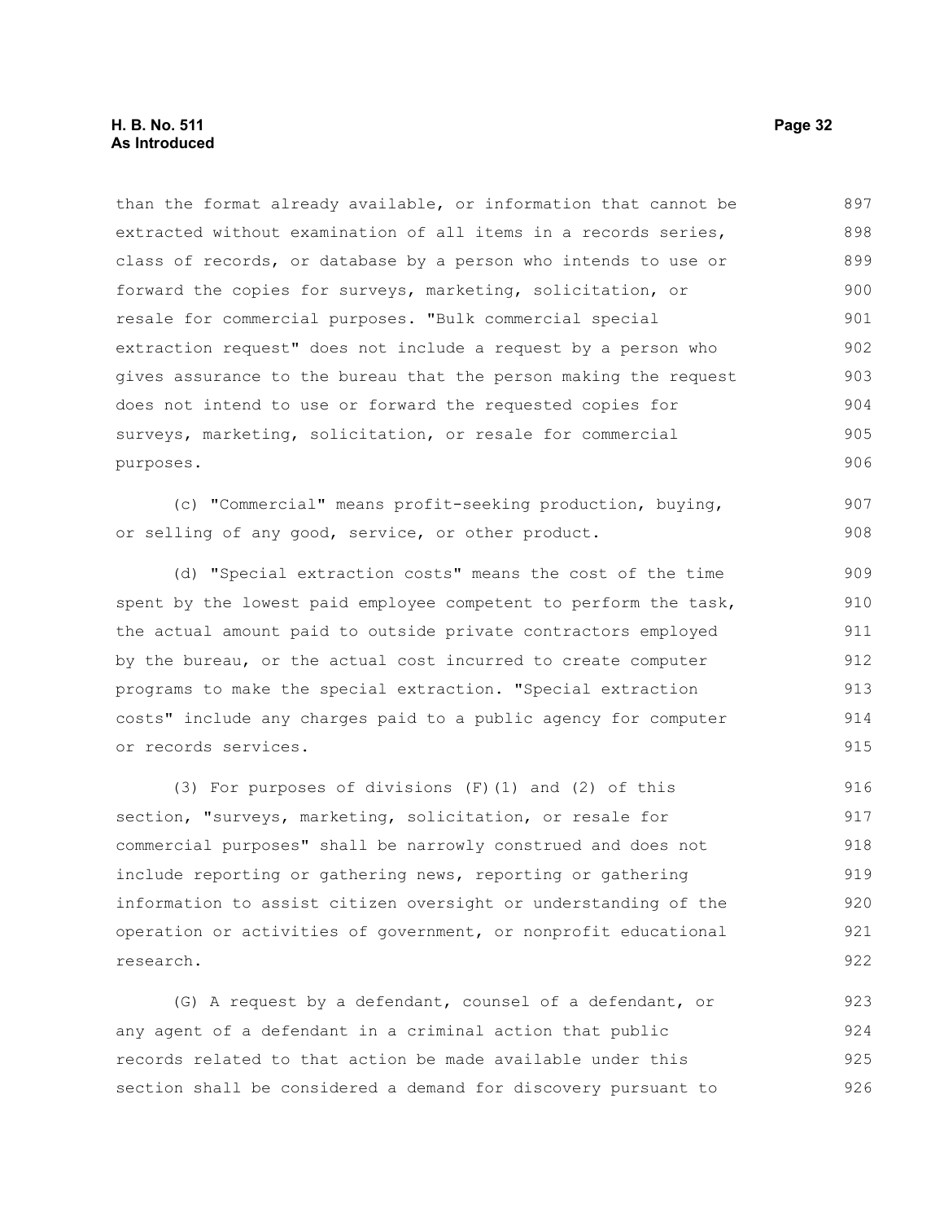than the format already available, or information that cannot be extracted without examination of all items in a records series, class of records, or database by a person who intends to use or forward the copies for surveys, marketing, solicitation, or resale for commercial purposes. "Bulk commercial special extraction request" does not include a request by a person who gives assurance to the bureau that the person making the request does not intend to use or forward the requested copies for surveys, marketing, solicitation, or resale for commercial purposes.

(c) "Commercial" means profit-seeking production, buying, or selling of any good, service, or other product.

(d) "Special extraction costs" means the cost of the time spent by the lowest paid employee competent to perform the task, the actual amount paid to outside private contractors employed by the bureau, or the actual cost incurred to create computer programs to make the special extraction. "Special extraction costs" include any charges paid to a public agency for computer or records services.

(3) For purposes of divisions (F)(1) and (2) of this section, "surveys, marketing, solicitation, or resale for commercial purposes" shall be narrowly construed and does not include reporting or gathering news, reporting or gathering information to assist citizen oversight or understanding of the operation or activities of government, or nonprofit educational research.

(G) A request by a defendant, counsel of a defendant, or any agent of a defendant in a criminal action that public records related to that action be made available under this section shall be considered a demand for discovery pursuant to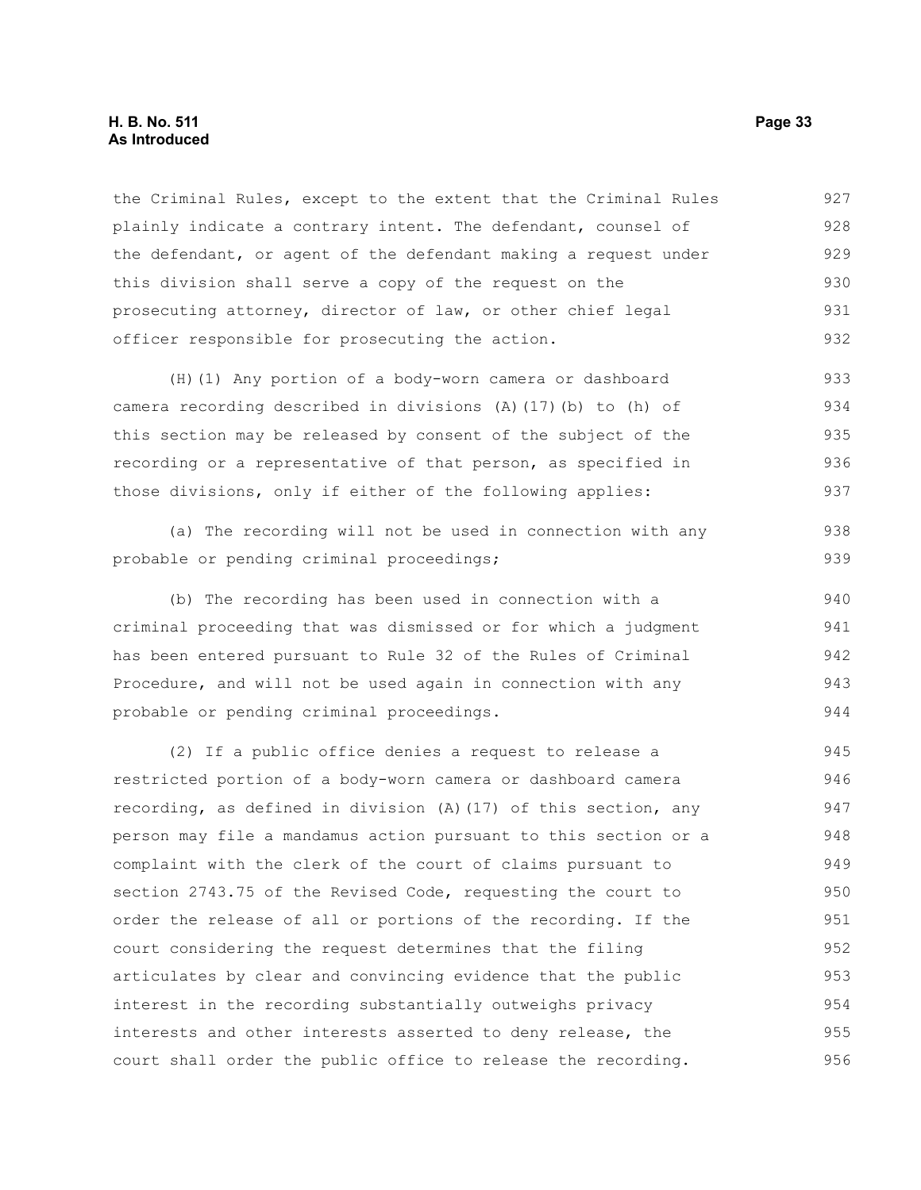the Criminal Rules, except to the extent that the Criminal Rules plainly indicate a contrary intent. The defendant, counsel of the defendant, or agent of the defendant making a request under this division shall serve a copy of the request on the prosecuting attorney, director of law, or other chief legal officer responsible for prosecuting the action.

(H)(1) Any portion of a body-worn camera or dashboard camera recording described in divisions (A)(17)(b) to (h) of this section may be released by consent of the subject of the recording or a representative of that person, as specified in those divisions, only if either of the following applies:

(a) The recording will not be used in connection with any probable or pending criminal proceedings;

(b) The recording has been used in connection with a criminal proceeding that was dismissed or for which a judgment has been entered pursuant to Rule 32 of the Rules of Criminal Procedure, and will not be used again in connection with any probable or pending criminal proceedings.

(2) If a public office denies a request to release a restricted portion of a body-worn camera or dashboard camera recording, as defined in division (A)(17) of this section, any person may file a mandamus action pursuant to this section or a complaint with the clerk of the court of claims pursuant to section 2743.75 of the Revised Code, requesting the court to order the release of all or portions of the recording. If the court considering the request determines that the filing articulates by clear and convincing evidence that the public interest in the recording substantially outweighs privacy interests and other interests asserted to deny release, the court shall order the public office to release the recording.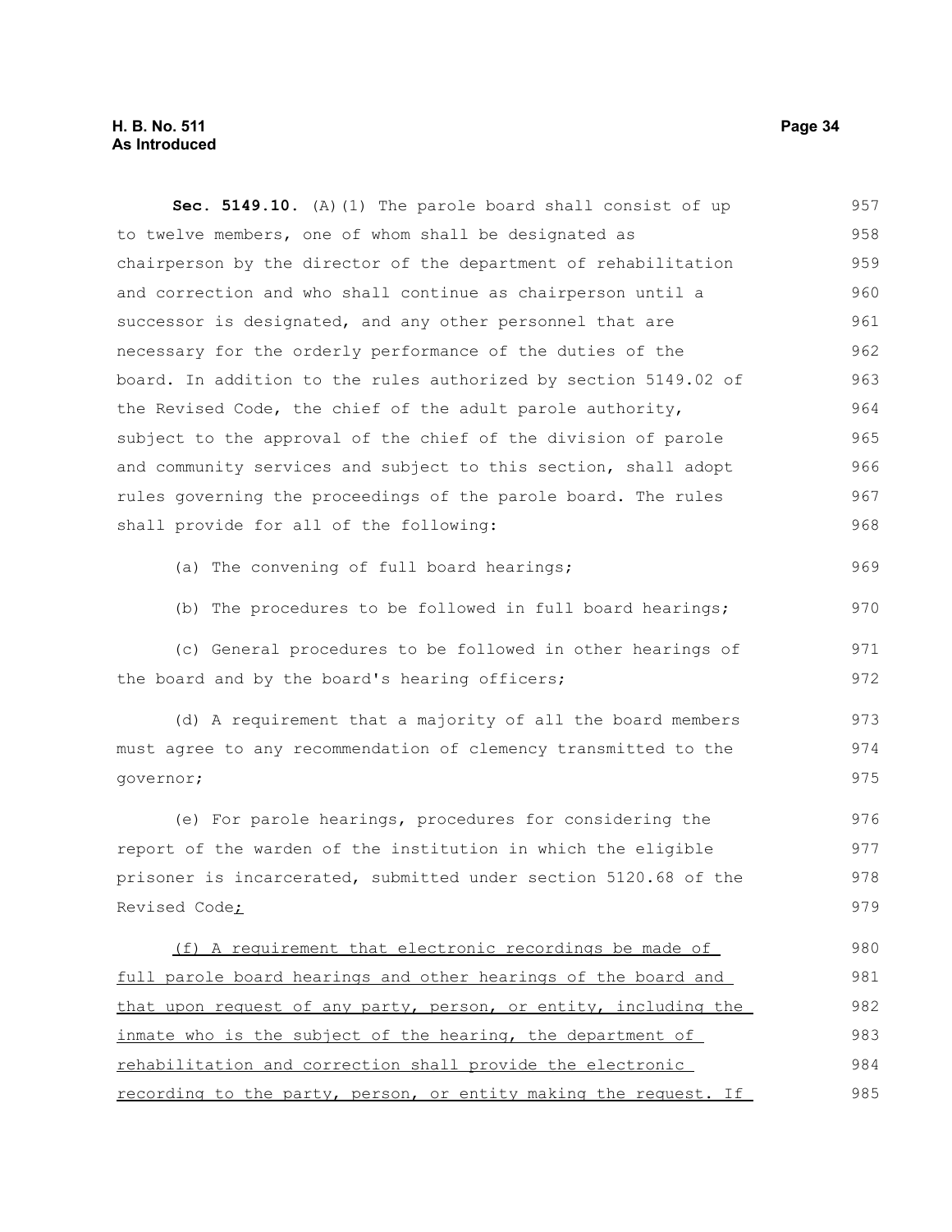**Sec. 5149.10.** (A)(1) The parole board shall consist of up to twelve members, one of whom shall be designated as chairperson by the director of the department of rehabilitation and correction and who shall continue as chairperson until a successor is designated, and any other personnel that are necessary for the orderly performance of the duties of the board. In addition to the rules authorized by section 5149.02 of the Revised Code, the chief of the adult parole authority, subject to the approval of the chief of the division of parole and community services and subject to this section, shall adopt rules governing the proceedings of the parole board. The rules shall provide for all of the following:

(a) The convening of full board hearings;

(b) The procedures to be followed in full board hearings;

(c) General procedures to be followed in other hearings of the board and by the board's hearing officers;

(d) A requirement that a majority of all the board members must agree to any recommendation of clemency transmitted to the governor;

(e) For parole hearings, procedures for considering the report of the warden of the institution in which the eligible prisoner is incarcerated, submitted under section 5120.68 of the Revised Code<u>;</u>

<u>(f) A requirement that electronic recordings be made of full parole board hearings and other hearings of the board and that upon request of any party, person, or entity, including the inmate who is the subject of the hearing, the department of rehabilitation and correction shall provide the electronic recording to the party, person, or entity making the request. If</u>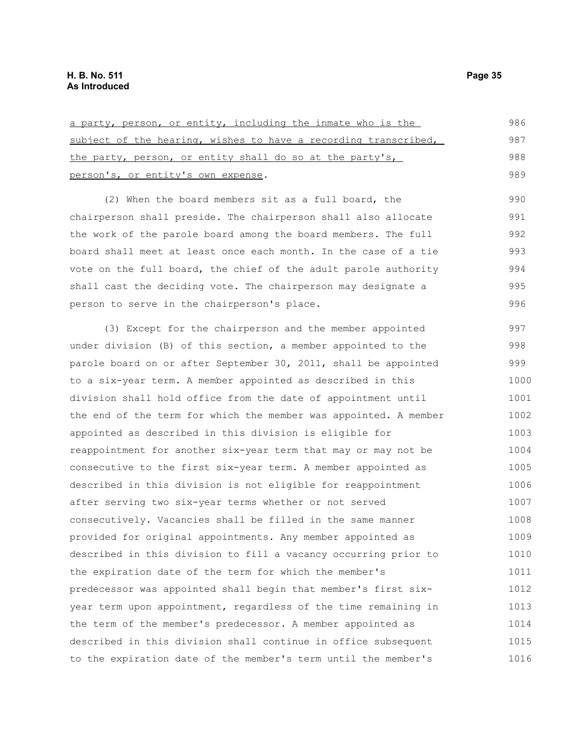<u>a party, person, or entity, including the inmate who is the subject of the hearing, wishes to have a recording transcribed, the party, person, or entity shall do so at the party's, person's, or entity's own expense</u>.

(2) When the board members sit as a full board, the chairperson shall preside. The chairperson shall also allocate the work of the parole board among the board members. The full board shall meet at least once each month. In the case of a tie vote on the full board, the chief of the adult parole authority shall cast the deciding vote. The chairperson may designate a person to serve in the chairperson's place.

(3) Except for the chairperson and the member appointed under division (B) of this section, a member appointed to the parole board on or after September 30, 2011, shall be appointed to a six-year term. A member appointed as described in this division shall hold office from the date of appointment until the end of the term for which the member was appointed. A member appointed as described in this division is eligible for reappointment for another six-year term that may or may not be consecutive to the first six-year term. A member appointed as described in this division is not eligible for reappointment after serving two six-year terms whether or not served consecutively. Vacancies shall be filled in the same manner provided for original appointments. Any member appointed as described in this division to fill a vacancy occurring prior to the expiration date of the term for which the member's predecessor was appointed shall begin that member's first six-year term upon appointment, regardless of the time remaining in the term of the member's predecessor. A member appointed as described in this division shall continue in office subsequent to the expiration date of the member's term until the member's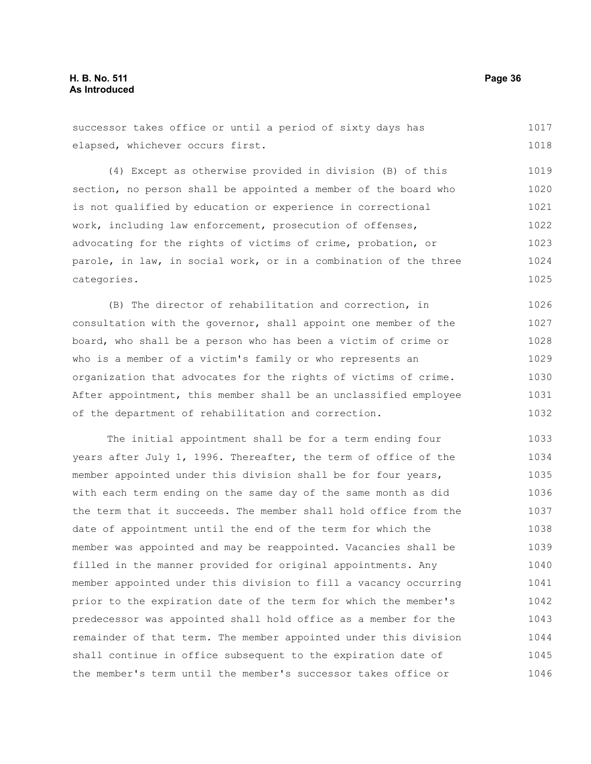successor takes office or until a period of sixty days has elapsed, whichever occurs first.

(4) Except as otherwise provided in division (B) of this section, no person shall be appointed a member of the board who is not qualified by education or experience in correctional work, including law enforcement, prosecution of offenses, advocating for the rights of victims of crime, probation, or parole, in law, in social work, or in a combination of the three categories.

(B) The director of rehabilitation and correction, in consultation with the governor, shall appoint one member of the board, who shall be a person who has been a victim of crime or who is a member of a victim's family or who represents an organization that advocates for the rights of victims of crime. After appointment, this member shall be an unclassified employee of the department of rehabilitation and correction.

The initial appointment shall be for a term ending four years after July 1, 1996. Thereafter, the term of office of the member appointed under this division shall be for four years, with each term ending on the same day of the same month as did the term that it succeeds. The member shall hold office from the date of appointment until the end of the term for which the member was appointed and may be reappointed. Vacancies shall be filled in the manner provided for original appointments. Any member appointed under this division to fill a vacancy occurring prior to the expiration date of the term for which the member's predecessor was appointed shall hold office as a member for the remainder of that term. The member appointed under this division shall continue in office subsequent to the expiration date of the member's term until the member's successor takes office or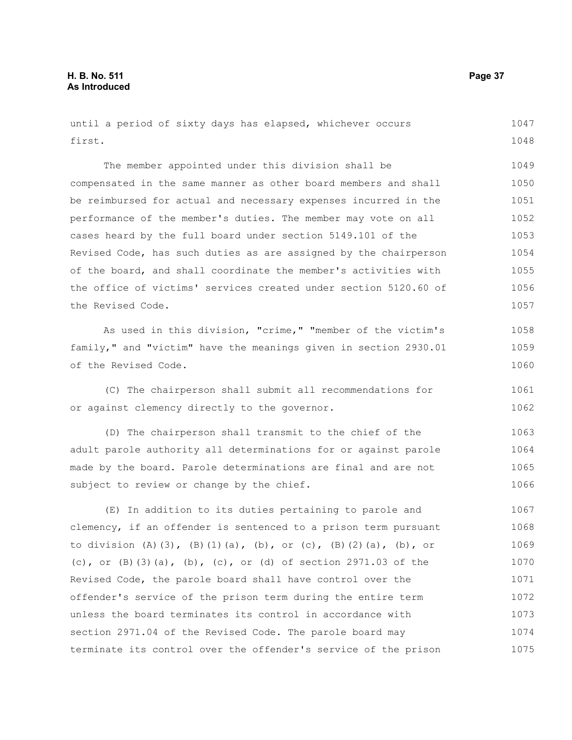until a period of sixty days has elapsed, whichever occurs first.

The member appointed under this division shall be compensated in the same manner as other board members and shall be reimbursed for actual and necessary expenses incurred in the performance of the member's duties. The member may vote on all cases heard by the full board under section 5149.101 of the Revised Code, has such duties as are assigned by the chairperson of the board, and shall coordinate the member's activities with the office of victims' services created under section 5120.60 of the Revised Code.

As used in this division, "crime," "member of the victim's family," and "victim" have the meanings given in section 2930.01 of the Revised Code.

(C) The chairperson shall submit all recommendations for or against clemency directly to the governor.

(D) The chairperson shall transmit to the chief of the adult parole authority all determinations for or against parole made by the board. Parole determinations are final and are not subject to review or change by the chief.

(E) In addition to its duties pertaining to parole and clemency, if an offender is sentenced to a prison term pursuant to division (A)(3), (B)(1)(a), (b), or (c), (B)(2)(a), (b), or (c), or (B)(3)(a), (b), (c), or (d) of section 2971.03 of the Revised Code, the parole board shall have control over the offender's service of the prison term during the entire term unless the board terminates its control in accordance with section 2971.04 of the Revised Code. The parole board may terminate its control over the offender's service of the prison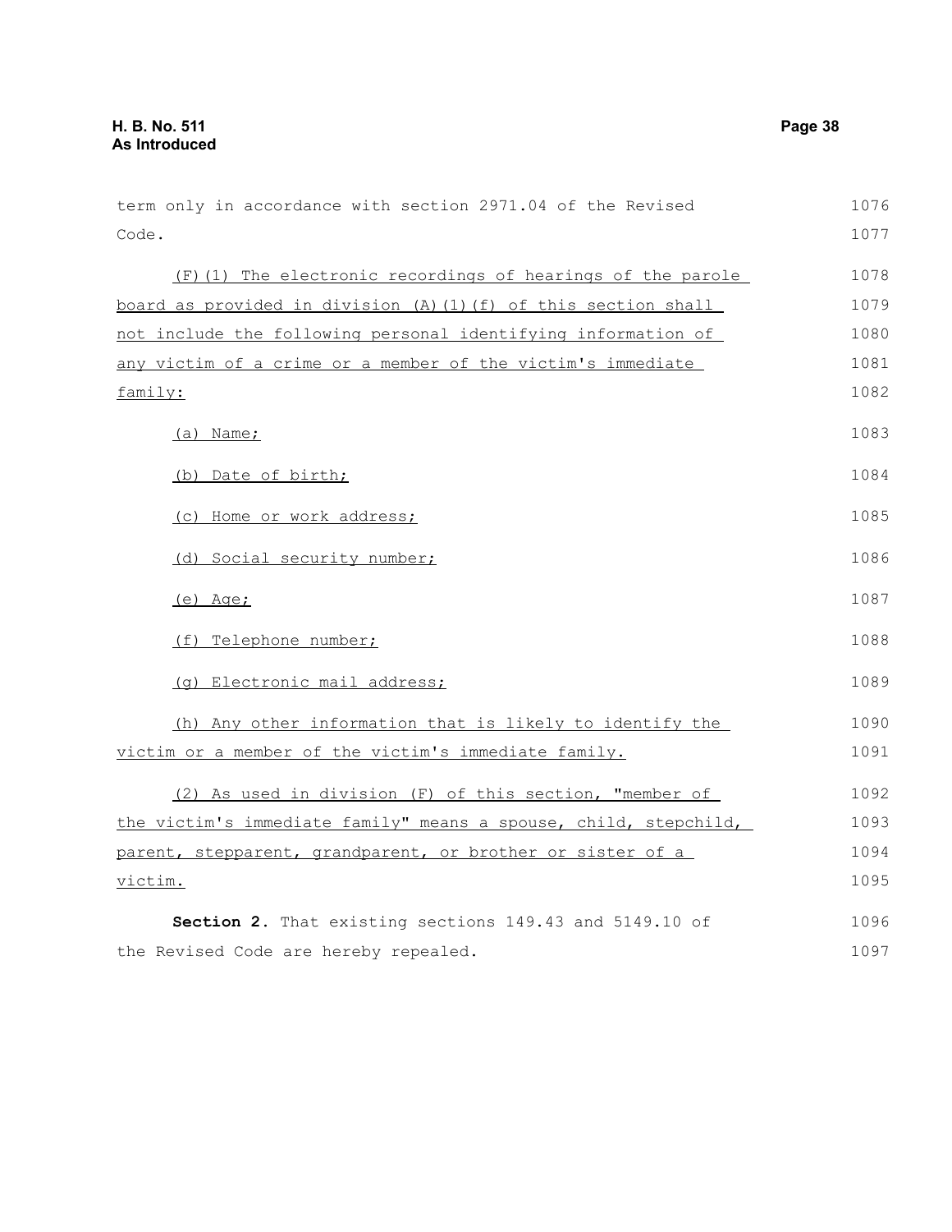term only in accordance with section 2971.04 of the Revised Code.

(F)(1) The electronic recordings of hearings of the parole board as provided in division (A)(1)(f) of this section shall not include the following personal identifying information of any victim of a crime or a member of the victim's immediate family:

(a) Name;

(b) Date of birth;

(c) Home or work address;

(d) Social security number;

(e) Age;

(f) Telephone number;

(g) Electronic mail address;

(h) Any other information that is likely to identify the victim or a member of the victim's immediate family.

(2) As used in division (F) of this section, "member of the victim's immediate family" means a spouse, child, stepchild, parent, stepparent, grandparent, or brother or sister of a victim.

**Section 2.** That existing sections 149.43 and 5149.10 of the Revised Code are hereby repealed.